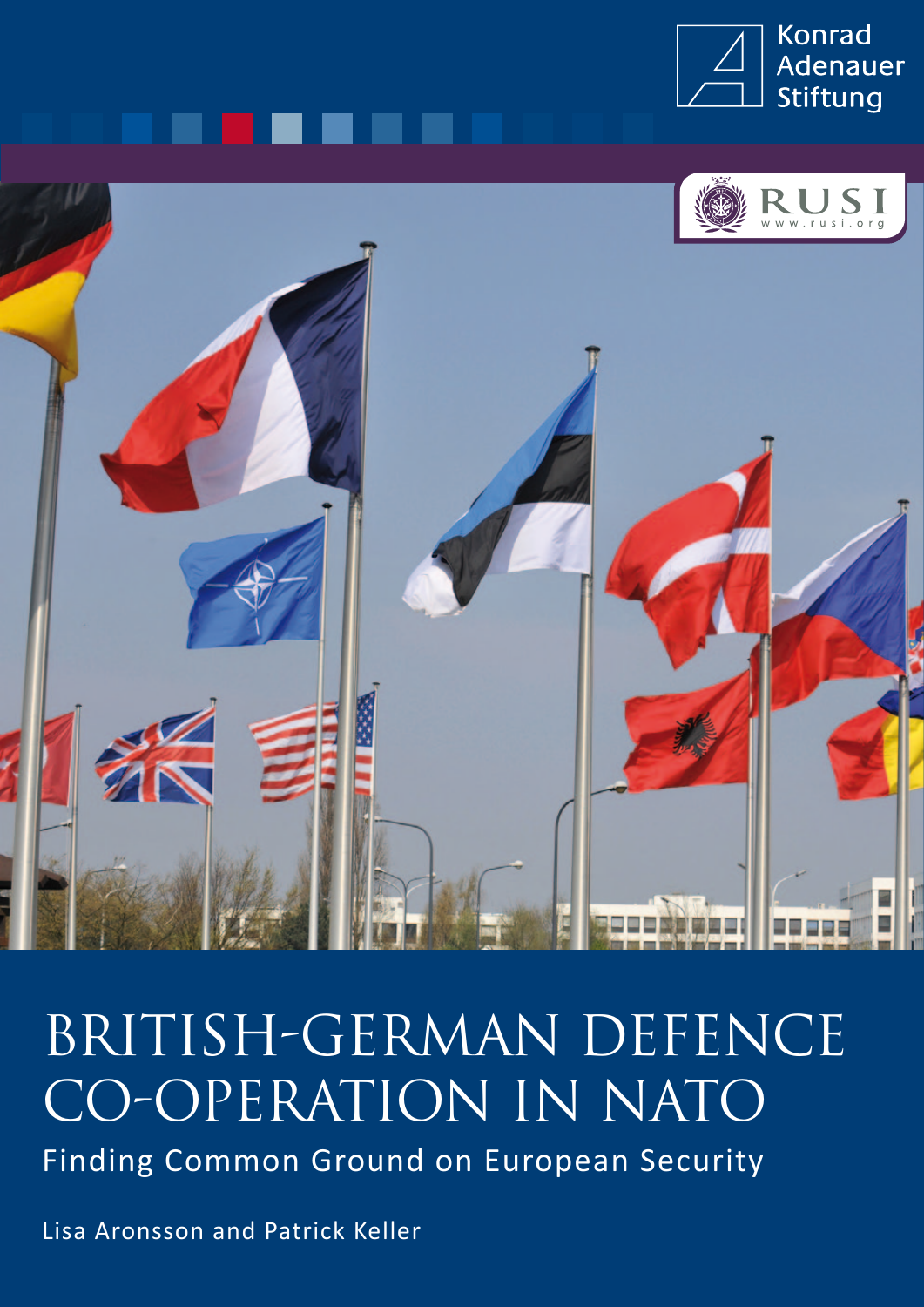Konrad Adenauer Stiftung

RUSI
www.rusi.org

# BRITISH-GERMAN DEFENCE CO-OPERATION IN NATO

## Finding Common Ground on European Security

Lisa Aronsson and Patrick Keller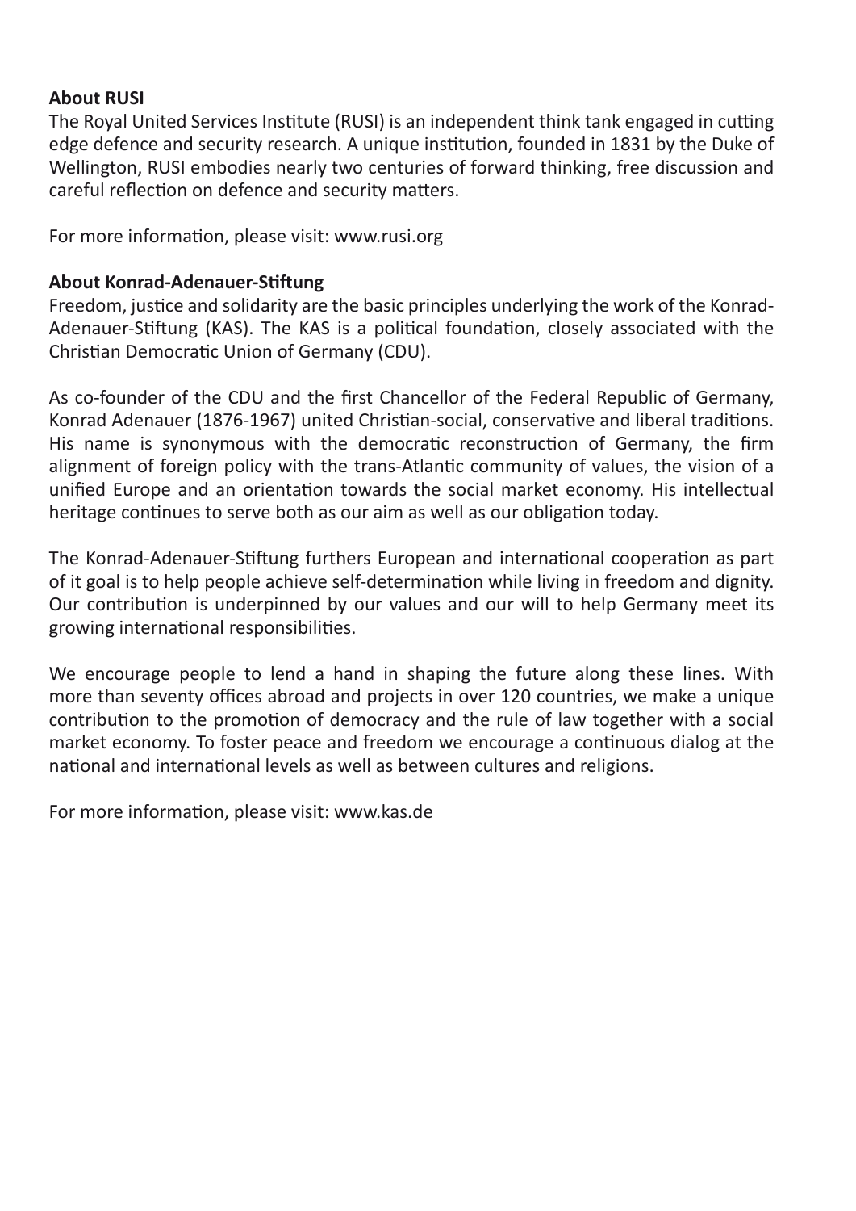**About RUSI**

The Royal United Services Institute (RUSI) is an independent think tank engaged in cutting edge defence and security research. A unique institution, founded in 1831 by the Duke of Wellington, RUSI embodies nearly two centuries of forward thinking, free discussion and careful reflection on defence and security matters.

For more information, please visit: www.rusi.org

**About Konrad-Adenauer-Stiftung**

Freedom, justice and solidarity are the basic principles underlying the work of the Konrad-Adenauer-Stiftung (KAS). The KAS is a political foundation, closely associated with the Christian Democratic Union of Germany (CDU).

As co-founder of the CDU and the first Chancellor of the Federal Republic of Germany, Konrad Adenauer (1876-1967) united Christian-social, conservative and liberal traditions. His name is synonymous with the democratic reconstruction of Germany, the firm alignment of foreign policy with the trans-Atlantic community of values, the vision of a unified Europe and an orientation towards the social market economy. His intellectual heritage continues to serve both as our aim as well as our obligation today.

The Konrad-Adenauer-Stiftung furthers European and international cooperation as part of it goal is to help people achieve self-determination while living in freedom and dignity. Our contribution is underpinned by our values and our will to help Germany meet its growing international responsibilities.

We encourage people to lend a hand in shaping the future along these lines. With more than seventy offices abroad and projects in over 120 countries, we make a unique contribution to the promotion of democracy and the rule of law together with a social market economy. To foster peace and freedom we encourage a continuous dialog at the national and international levels as well as between cultures and religions.

For more information, please visit: www.kas.de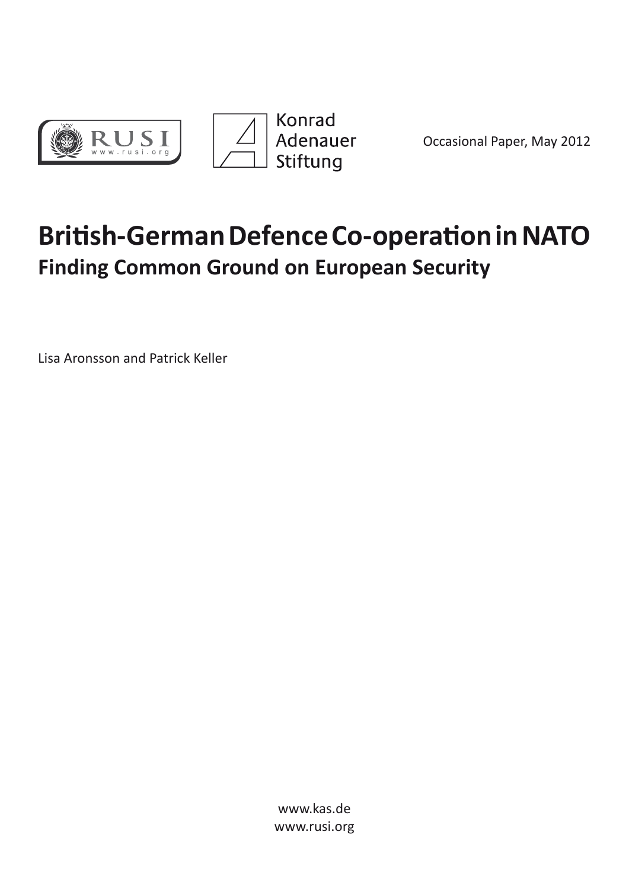Occasional Paper, May 2012

# British-German Defence Co-operation in NATO

## Finding Common Ground on European Security

Lisa Aronsson and Patrick Keller

www.kas.de
www.rusi.org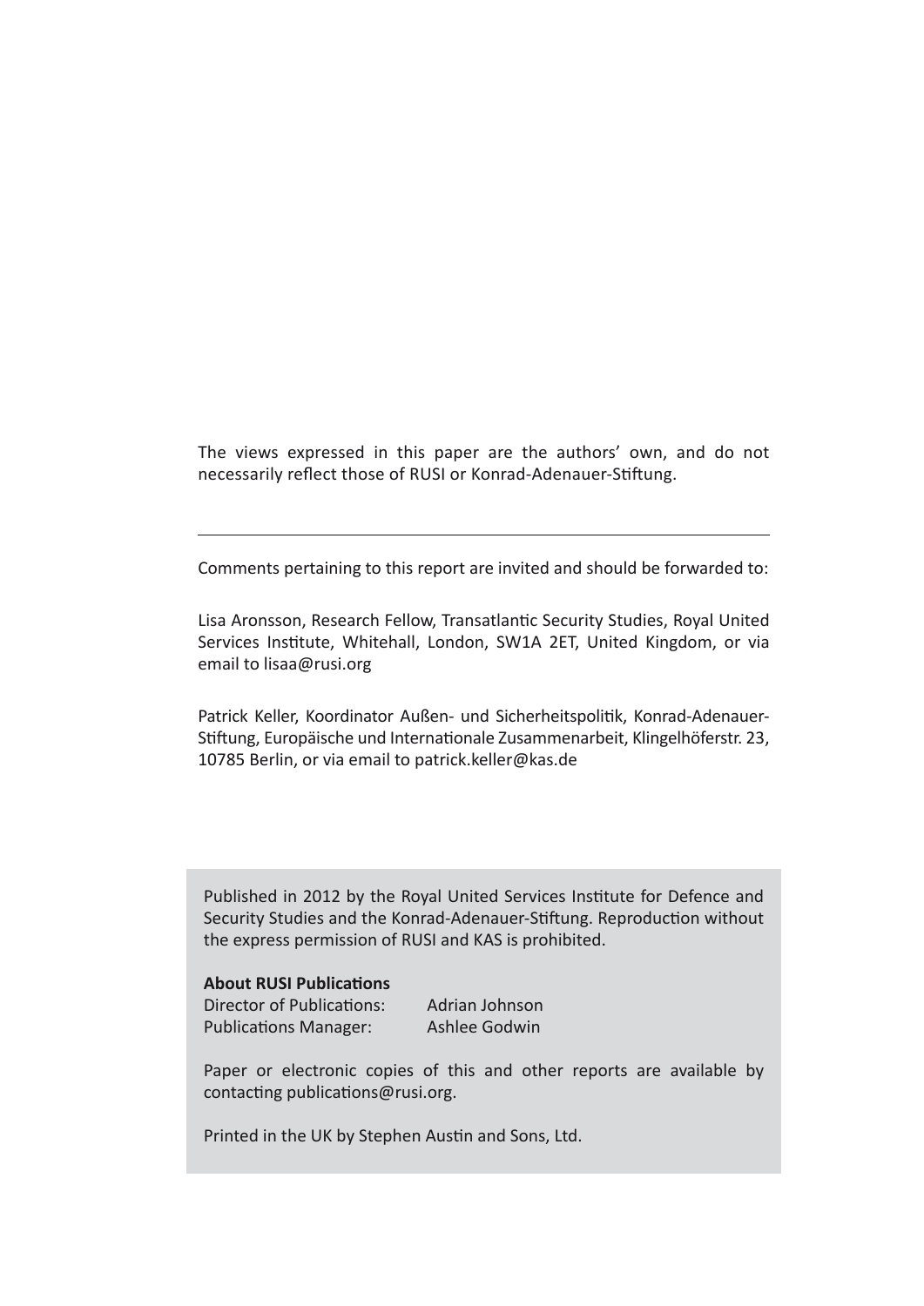The views expressed in this paper are the authors' own, and do not necessarily reflect those of RUSI or Konrad-Adenauer-Stiftung.

---

Comments pertaining to this report are invited and should be forwarded to:

Lisa Aronsson, Research Fellow, Transatlantic Security Studies, Royal United Services Institute, Whitehall, London, SW1A 2ET, United Kingdom, or via email to lisaa@rusi.org

Patrick Keller, Koordinator Außen- und Sicherheitspolitik, Konrad-Adenauer-Stiftung, Europäische und Internationale Zusammenarbeit, Klingelhöferstr. 23, 10785 Berlin, or via email to patrick.keller@kas.de

Published in 2012 by the Royal United Services Institute for Defence and Security Studies and the Konrad-Adenauer-Stiftung. Reproduction without the express permission of RUSI and KAS is prohibited.

**About RUSI Publications**

Director of Publications: Adrian Johnson
Publications Manager: Ashlee Godwin

Paper or electronic copies of this and other reports are available by contacting publications@rusi.org.

Printed in the UK by Stephen Austin and Sons, Ltd.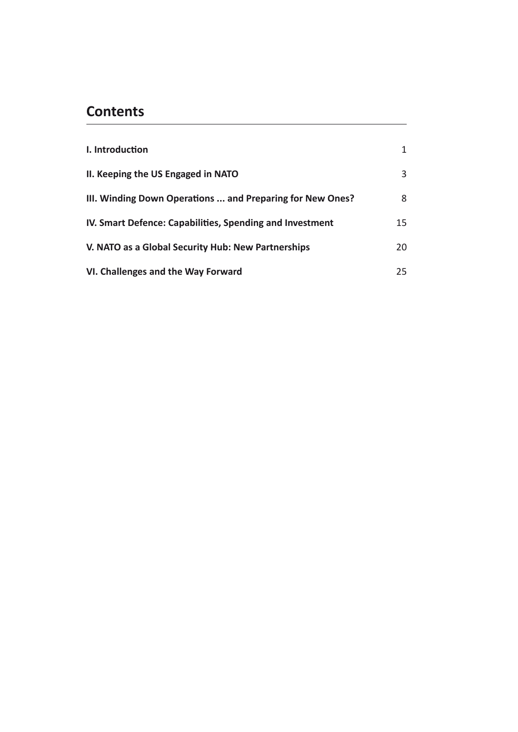## Contents

| | |
|---|---|
| **I. Introduction** | 1 |
| **II. Keeping the US Engaged in NATO** | 3 |
| **III. Winding Down Operations ... and Preparing for New Ones?** | 8 |
| **IV. Smart Defence: Capabilities, Spending and Investment** | 15 |
| **V. NATO as a Global Security Hub: New Partnerships** | 20 |
| **VI. Challenges and the Way Forward** | 25 |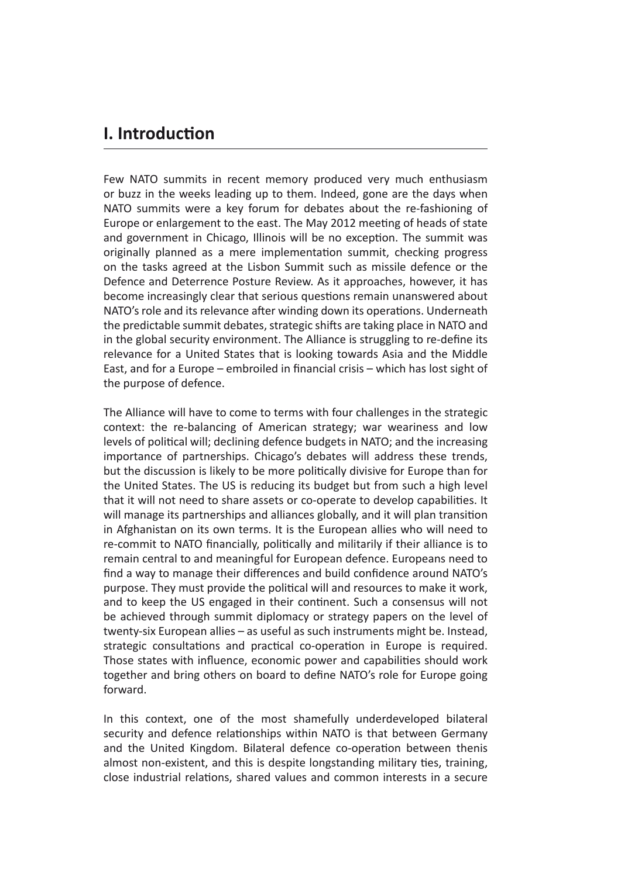## I. Introduction

Few NATO summits in recent memory produced very much enthusiasm or buzz in the weeks leading up to them. Indeed, gone are the days when NATO summits were a key forum for debates about the re-fashioning of Europe or enlargement to the east. The May 2012 meeting of heads of state and government in Chicago, Illinois will be no exception. The summit was originally planned as a mere implementation summit, checking progress on the tasks agreed at the Lisbon Summit such as missile defence or the Defence and Deterrence Posture Review. As it approaches, however, it has become increasingly clear that serious questions remain unanswered about NATO's role and its relevance after winding down its operations. Underneath the predictable summit debates, strategic shifts are taking place in NATO and in the global security environment. The Alliance is struggling to re-define its relevance for a United States that is looking towards Asia and the Middle East, and for a Europe – embroiled in financial crisis – which has lost sight of the purpose of defence.

The Alliance will have to come to terms with four challenges in the strategic context: the re-balancing of American strategy; war weariness and low levels of political will; declining defence budgets in NATO; and the increasing importance of partnerships. Chicago's debates will address these trends, but the discussion is likely to be more politically divisive for Europe than for the United States. The US is reducing its budget but from such a high level that it will not need to share assets or co-operate to develop capabilities. It will manage its partnerships and alliances globally, and it will plan transition in Afghanistan on its own terms. It is the European allies who will need to re-commit to NATO financially, politically and militarily if their alliance is to remain central to and meaningful for European defence. Europeans need to find a way to manage their differences and build confidence around NATO's purpose. They must provide the political will and resources to make it work, and to keep the US engaged in their continent. Such a consensus will not be achieved through summit diplomacy or strategy papers on the level of twenty-six European allies – as useful as such instruments might be. Instead, strategic consultations and practical co-operation in Europe is required. Those states with influence, economic power and capabilities should work together and bring others on board to define NATO's role for Europe going forward.

In this context, one of the most shamefully underdeveloped bilateral security and defence relationships within NATO is that between Germany and the United Kingdom. Bilateral defence co-operation between thenis almost non-existent, and this is despite longstanding military ties, training, close industrial relations, shared values and common interests in a secure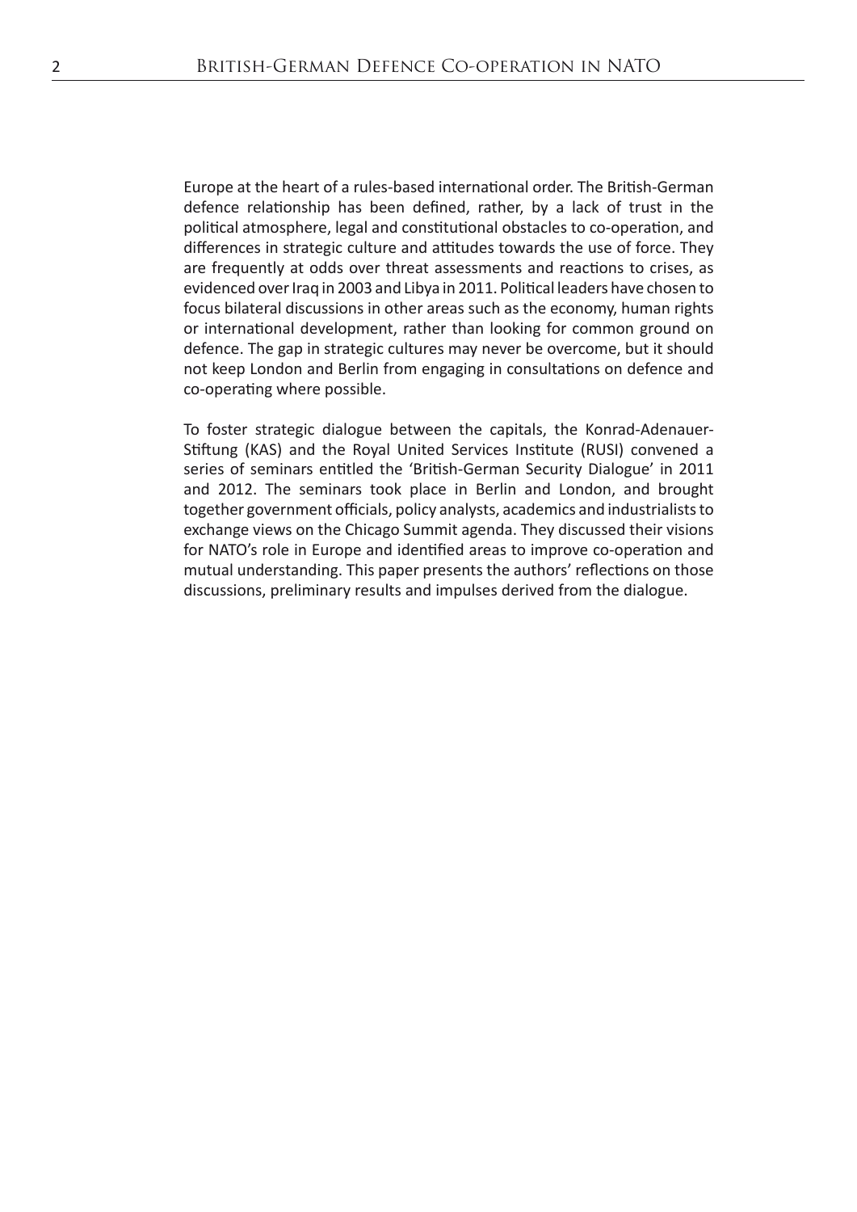Europe at the heart of a rules-based international order. The British-German defence relationship has been defined, rather, by a lack of trust in the political atmosphere, legal and constitutional obstacles to co-operation, and differences in strategic culture and attitudes towards the use of force. They are frequently at odds over threat assessments and reactions to crises, as evidenced over Iraq in 2003 and Libya in 2011. Political leaders have chosen to focus bilateral discussions in other areas such as the economy, human rights or international development, rather than looking for common ground on defence. The gap in strategic cultures may never be overcome, but it should not keep London and Berlin from engaging in consultations on defence and co-operating where possible.

To foster strategic dialogue between the capitals, the Konrad-Adenauer-Stiftung (KAS) and the Royal United Services Institute (RUSI) convened a series of seminars entitled the 'British-German Security Dialogue' in 2011 and 2012. The seminars took place in Berlin and London, and brought together government officials, policy analysts, academics and industrialists to exchange views on the Chicago Summit agenda. They discussed their visions for NATO's role in Europe and identified areas to improve co-operation and mutual understanding. This paper presents the authors' reflections on those discussions, preliminary results and impulses derived from the dialogue.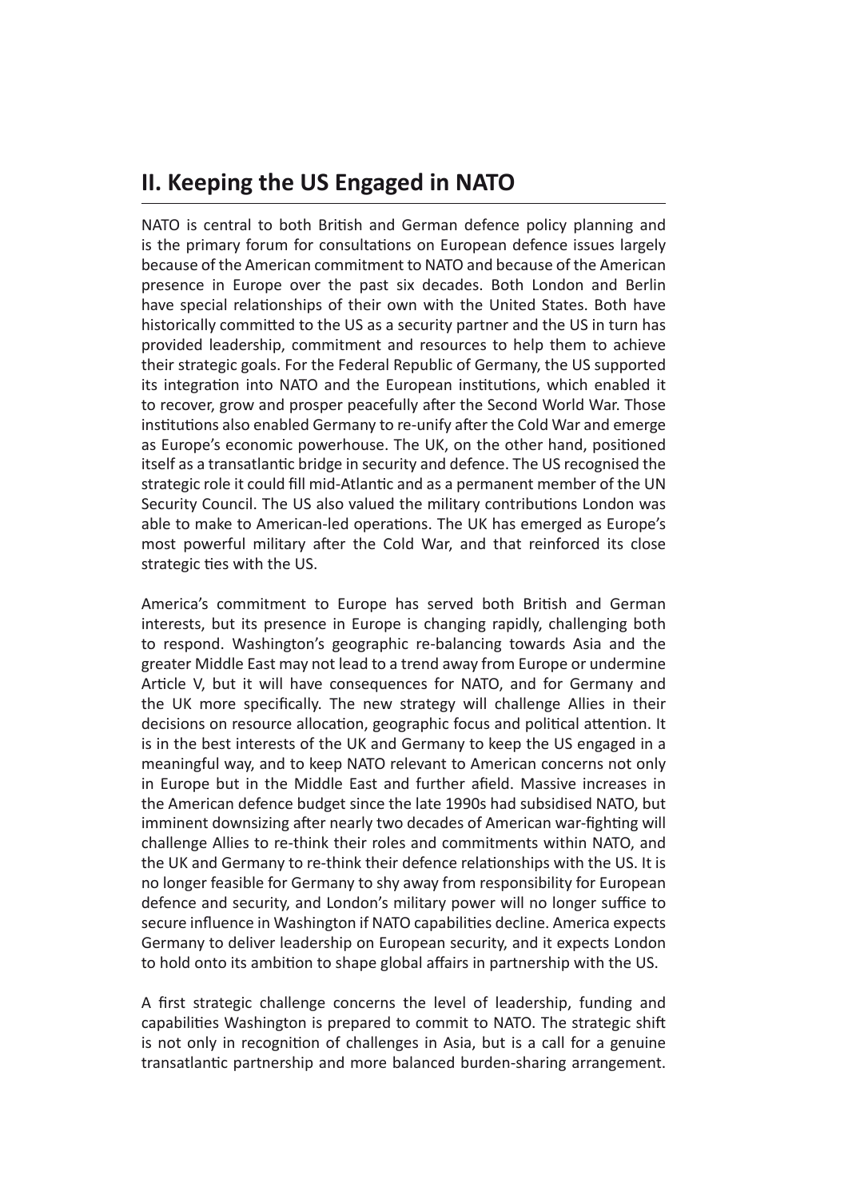## II. Keeping the US Engaged in NATO

NATO is central to both British and German defence policy planning and is the primary forum for consultations on European defence issues largely because of the American commitment to NATO and because of the American presence in Europe over the past six decades. Both London and Berlin have special relationships of their own with the United States. Both have historically committed to the US as a security partner and the US in turn has provided leadership, commitment and resources to help them to achieve their strategic goals. For the Federal Republic of Germany, the US supported its integration into NATO and the European institutions, which enabled it to recover, grow and prosper peacefully after the Second World War. Those institutions also enabled Germany to re-unify after the Cold War and emerge as Europe's economic powerhouse. The UK, on the other hand, positioned itself as a transatlantic bridge in security and defence. The US recognised the strategic role it could fill mid-Atlantic and as a permanent member of the UN Security Council. The US also valued the military contributions London was able to make to American-led operations. The UK has emerged as Europe's most powerful military after the Cold War, and that reinforced its close strategic ties with the US.

America's commitment to Europe has served both British and German interests, but its presence in Europe is changing rapidly, challenging both to respond. Washington's geographic re-balancing towards Asia and the greater Middle East may not lead to a trend away from Europe or undermine Article V, but it will have consequences for NATO, and for Germany and the UK more specifically. The new strategy will challenge Allies in their decisions on resource allocation, geographic focus and political attention. It is in the best interests of the UK and Germany to keep the US engaged in a meaningful way, and to keep NATO relevant to American concerns not only in Europe but in the Middle East and further afield. Massive increases in the American defence budget since the late 1990s had subsidised NATO, but imminent downsizing after nearly two decades of American war-fighting will challenge Allies to re-think their roles and commitments within NATO, and the UK and Germany to re-think their defence relationships with the US. It is no longer feasible for Germany to shy away from responsibility for European defence and security, and London's military power will no longer suffice to secure influence in Washington if NATO capabilities decline. America expects Germany to deliver leadership on European security, and it expects London to hold onto its ambition to shape global affairs in partnership with the US.

A first strategic challenge concerns the level of leadership, funding and capabilities Washington is prepared to commit to NATO. The strategic shift is not only in recognition of challenges in Asia, but is a call for a genuine transatlantic partnership and more balanced burden-sharing arrangement.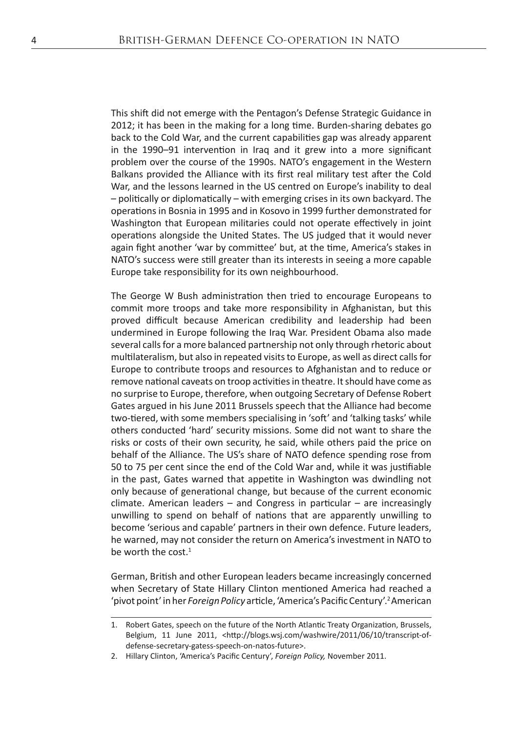This shift did not emerge with the Pentagon's Defense Strategic Guidance in 2012; it has been in the making for a long time. Burden-sharing debates go back to the Cold War, and the current capabilities gap was already apparent in the 1990–91 intervention in Iraq and it grew into a more significant problem over the course of the 1990s. NATO's engagement in the Western Balkans provided the Alliance with its first real military test after the Cold War, and the lessons learned in the US centred on Europe's inability to deal – politically or diplomatically – with emerging crises in its own backyard. The operations in Bosnia in 1995 and in Kosovo in 1999 further demonstrated for Washington that European militaries could not operate effectively in joint operations alongside the United States. The US judged that it would never again fight another 'war by committee' but, at the time, America's stakes in NATO's success were still greater than its interests in seeing a more capable Europe take responsibility for its own neighbourhood.

The George W Bush administration then tried to encourage Europeans to commit more troops and take more responsibility in Afghanistan, but this proved difficult because American credibility and leadership had been undermined in Europe following the Iraq War. President Obama also made several calls for a more balanced partnership not only through rhetoric about multilateralism, but also in repeated visits to Europe, as well as direct calls for Europe to contribute troops and resources to Afghanistan and to reduce or remove national caveats on troop activities in theatre. It should have come as no surprise to Europe, therefore, when outgoing Secretary of Defense Robert Gates argued in his June 2011 Brussels speech that the Alliance had become two-tiered, with some members specialising in 'soft' and 'talking tasks' while others conducted 'hard' security missions. Some did not want to share the risks or costs of their own security, he said, while others paid the price on behalf of the Alliance. The US's share of NATO defence spending rose from 50 to 75 per cent since the end of the Cold War and, while it was justifiable in the past, Gates warned that appetite in Washington was dwindling not only because of generational change, but because of the current economic climate. American leaders – and Congress in particular – are increasingly unwilling to spend on behalf of nations that are apparently unwilling to become 'serious and capable' partners in their own defence. Future leaders, he warned, may not consider the return on America's investment in NATO to be worth the cost.[1]

German, British and other European leaders became increasingly concerned when Secretary of State Hillary Clinton mentioned America had reached a 'pivot point' in her *Foreign Policy* article, 'America's Pacific Century'.[2] American

1. Robert Gates, speech on the future of the North Atlantic Treaty Organization, Brussels, Belgium, 11 June 2011, <http://blogs.wsj.com/washwire/2011/06/10/transcript-of-defense-secretary-gatess-speech-on-natos-future>.
2. Hillary Clinton, 'America's Pacific Century', *Foreign Policy,* November 2011.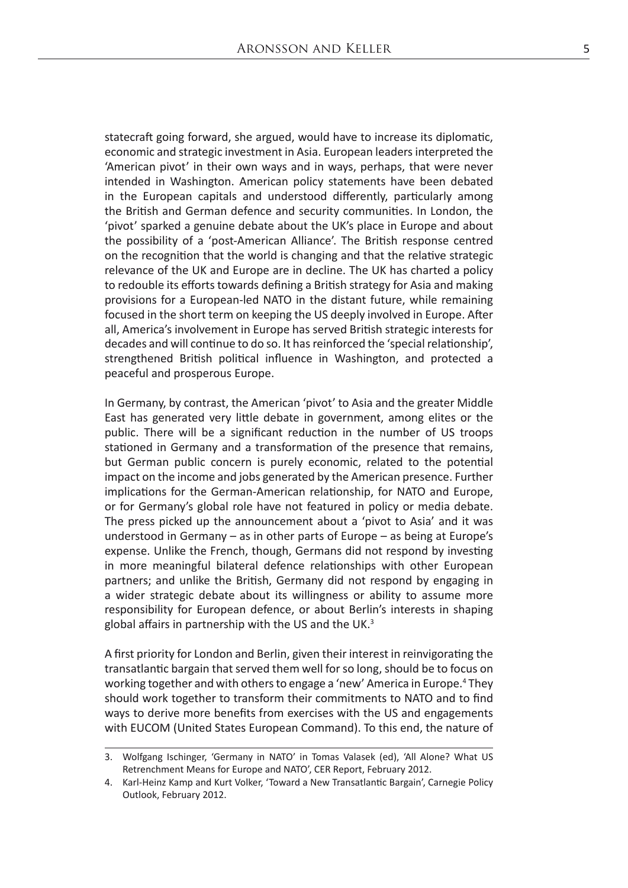statecraft going forward, she argued, would have to increase its diplomatic, economic and strategic investment in Asia. European leaders interpreted the 'American pivot' in their own ways and in ways, perhaps, that were never intended in Washington. American policy statements have been debated in the European capitals and understood differently, particularly among the British and German defence and security communities. In London, the 'pivot' sparked a genuine debate about the UK's place in Europe and about the possibility of a 'post-American Alliance'. The British response centred on the recognition that the world is changing and that the relative strategic relevance of the UK and Europe are in decline. The UK has charted a policy to redouble its efforts towards defining a British strategy for Asia and making provisions for a European-led NATO in the distant future, while remaining focused in the short term on keeping the US deeply involved in Europe. After all, America's involvement in Europe has served British strategic interests for decades and will continue to do so. It has reinforced the 'special relationship', strengthened British political influence in Washington, and protected a peaceful and prosperous Europe.

In Germany, by contrast, the American 'pivot' to Asia and the greater Middle East has generated very little debate in government, among elites or the public. There will be a significant reduction in the number of US troops stationed in Germany and a transformation of the presence that remains, but German public concern is purely economic, related to the potential impact on the income and jobs generated by the American presence. Further implications for the German-American relationship, for NATO and Europe, or for Germany's global role have not featured in policy or media debate. The press picked up the announcement about a 'pivot to Asia' and it was understood in Germany – as in other parts of Europe – as being at Europe's expense. Unlike the French, though, Germans did not respond by investing in more meaningful bilateral defence relationships with other European partners; and unlike the British, Germany did not respond by engaging in a wider strategic debate about its willingness or ability to assume more responsibility for European defence, or about Berlin's interests in shaping global affairs in partnership with the US and the UK.[3]

A first priority for London and Berlin, given their interest in reinvigorating the transatlantic bargain that served them well for so long, should be to focus on working together and with others to engage a 'new' America in Europe.[4] They should work together to transform their commitments to NATO and to find ways to derive more benefits from exercises with the US and engagements with EUCOM (United States European Command). To this end, the nature of

---

3. Wolfgang Ischinger, 'Germany in NATO' in Tomas Valasek (ed), 'All Alone? What US Retrenchment Means for Europe and NATO', CER Report, February 2012.
4. Karl-Heinz Kamp and Kurt Volker, 'Toward a New Transatlantic Bargain', Carnegie Policy Outlook, February 2012.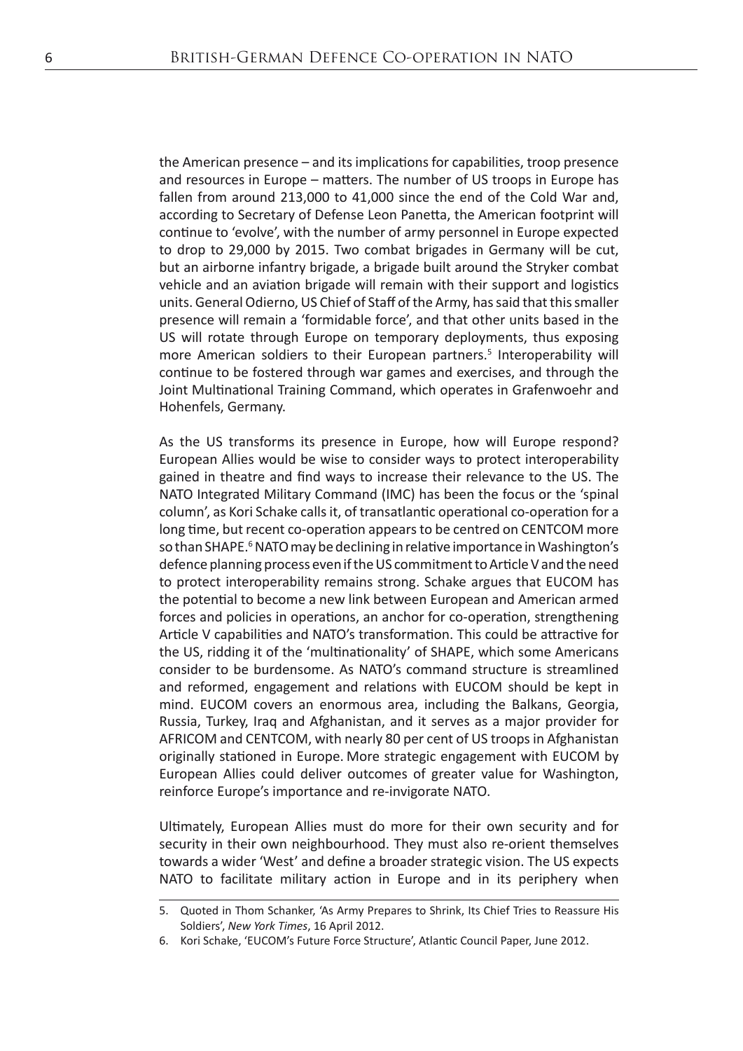the American presence – and its implications for capabilities, troop presence and resources in Europe – matters. The number of US troops in Europe has fallen from around 213,000 to 41,000 since the end of the Cold War and, according to Secretary of Defense Leon Panetta, the American footprint will continue to 'evolve', with the number of army personnel in Europe expected to drop to 29,000 by 2015. Two combat brigades in Germany will be cut, but an airborne infantry brigade, a brigade built around the Stryker combat vehicle and an aviation brigade will remain with their support and logistics units. General Odierno, US Chief of Staff of the Army, has said that this smaller presence will remain a 'formidable force', and that other units based in the US will rotate through Europe on temporary deployments, thus exposing more American soldiers to their European partners.[5] Interoperability will continue to be fostered through war games and exercises, and through the Joint Multinational Training Command, which operates in Grafenwoehr and Hohenfels, Germany.

As the US transforms its presence in Europe, how will Europe respond? European Allies would be wise to consider ways to protect interoperability gained in theatre and find ways to increase their relevance to the US. The NATO Integrated Military Command (IMC) has been the focus or the 'spinal column', as Kori Schake calls it, of transatlantic operational co-operation for a long time, but recent co-operation appears to be centred on CENTCOM more so than SHAPE.[6] NATO may be declining in relative importance in Washington's defence planning process even if the US commitment to Article V and the need to protect interoperability remains strong. Schake argues that EUCOM has the potential to become a new link between European and American armed forces and policies in operations, an anchor for co-operation, strengthening Article V capabilities and NATO's transformation. This could be attractive for the US, ridding it of the 'multinationality' of SHAPE, which some Americans consider to be burdensome. As NATO's command structure is streamlined and reformed, engagement and relations with EUCOM should be kept in mind. EUCOM covers an enormous area, including the Balkans, Georgia, Russia, Turkey, Iraq and Afghanistan, and it serves as a major provider for AFRICOM and CENTCOM, with nearly 80 per cent of US troops in Afghanistan originally stationed in Europe. More strategic engagement with EUCOM by European Allies could deliver outcomes of greater value for Washington, reinforce Europe's importance and re-invigorate NATO.

Ultimately, European Allies must do more for their own security and for security in their own neighbourhood. They must also re-orient themselves towards a wider 'West' and define a broader strategic vision. The US expects NATO to facilitate military action in Europe and in its periphery when

---

5. Quoted in Thom Schanker, 'As Army Prepares to Shrink, Its Chief Tries to Reassure His Soldiers', *New York Times*, 16 April 2012.
6. Kori Schake, 'EUCOM's Future Force Structure', Atlantic Council Paper, June 2012.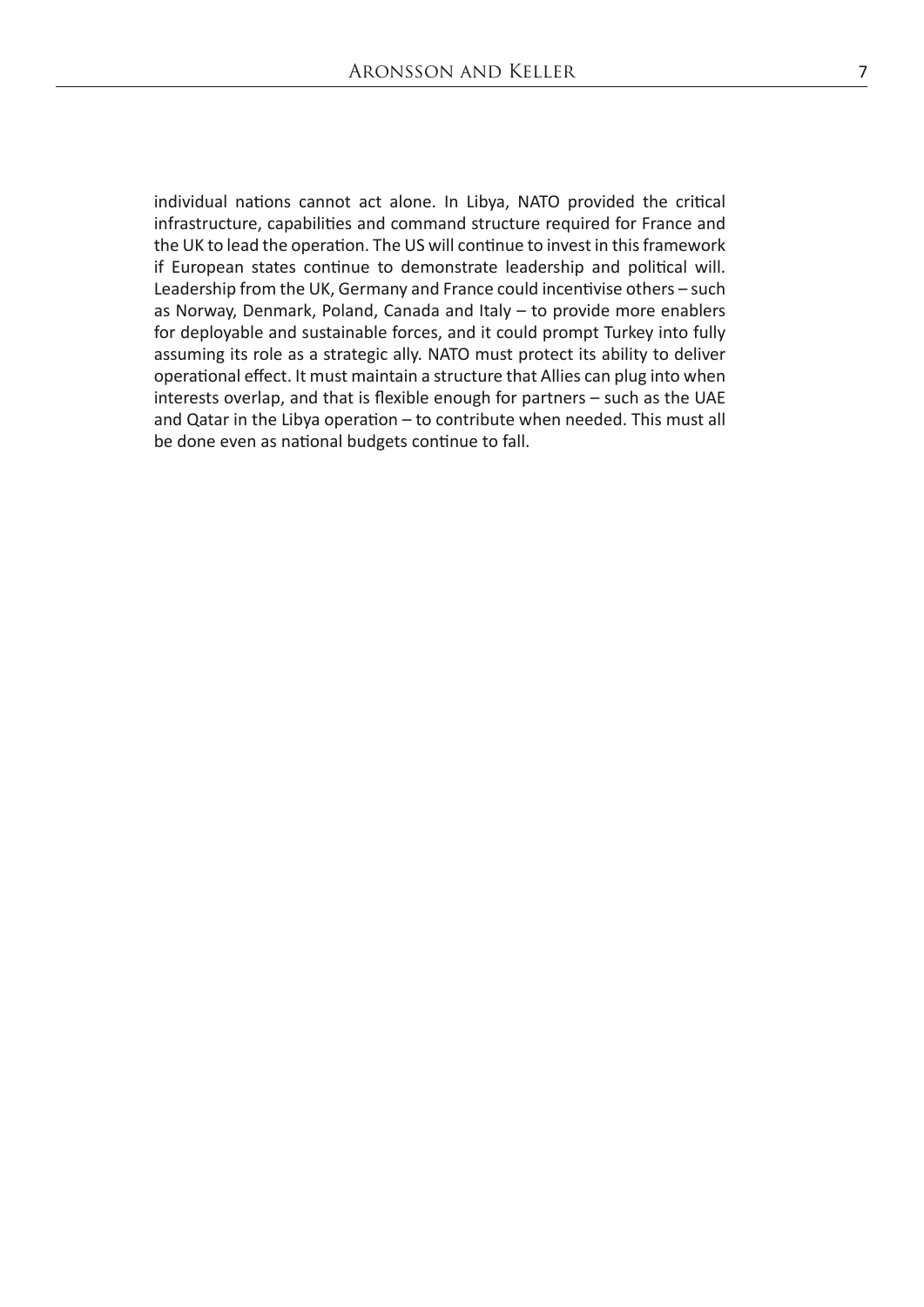individual nations cannot act alone. In Libya, NATO provided the critical infrastructure, capabilities and command structure required for France and the UK to lead the operation. The US will continue to invest in this framework if European states continue to demonstrate leadership and political will. Leadership from the UK, Germany and France could incentivise others – such as Norway, Denmark, Poland, Canada and Italy – to provide more enablers for deployable and sustainable forces, and it could prompt Turkey into fully assuming its role as a strategic ally. NATO must protect its ability to deliver operational effect. It must maintain a structure that Allies can plug into when interests overlap, and that is flexible enough for partners – such as the UAE and Qatar in the Libya operation – to contribute when needed. This must all be done even as national budgets continue to fall.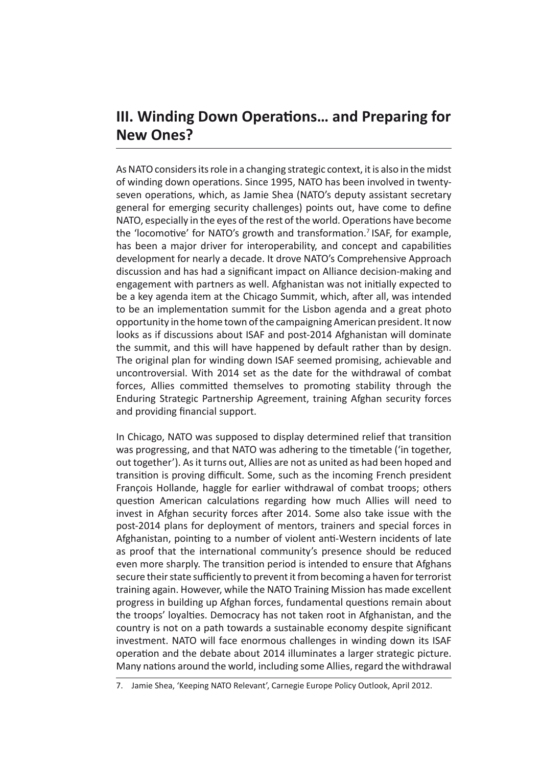## III. Winding Down Operations… and Preparing for New Ones?

As NATO considers its role in a changing strategic context, it is also in the midst of winding down operations. Since 1995, NATO has been involved in twenty-seven operations, which, as Jamie Shea (NATO's deputy assistant secretary general for emerging security challenges) points out, have come to define NATO, especially in the eyes of the rest of the world. Operations have become the 'locomotive' for NATO's growth and transformation.[7] ISAF, for example, has been a major driver for interoperability, and concept and capabilities development for nearly a decade. It drove NATO's Comprehensive Approach discussion and has had a significant impact on Alliance decision-making and engagement with partners as well. Afghanistan was not initially expected to be a key agenda item at the Chicago Summit, which, after all, was intended to be an implementation summit for the Lisbon agenda and a great photo opportunity in the home town of the campaigning American president. It now looks as if discussions about ISAF and post-2014 Afghanistan will dominate the summit, and this will have happened by default rather than by design. The original plan for winding down ISAF seemed promising, achievable and uncontroversial. With 2014 set as the date for the withdrawal of combat forces, Allies committed themselves to promoting stability through the Enduring Strategic Partnership Agreement, training Afghan security forces and providing financial support.

In Chicago, NATO was supposed to display determined relief that transition was progressing, and that NATO was adhering to the timetable ('in together, out together'). As it turns out, Allies are not as united as had been hoped and transition is proving difficult. Some, such as the incoming French president François Hollande, haggle for earlier withdrawal of combat troops; others question American calculations regarding how much Allies will need to invest in Afghan security forces after 2014. Some also take issue with the post-2014 plans for deployment of mentors, trainers and special forces in Afghanistan, pointing to a number of violent anti-Western incidents of late as proof that the international community's presence should be reduced even more sharply. The transition period is intended to ensure that Afghans secure their state sufficiently to prevent it from becoming a haven for terrorist training again. However, while the NATO Training Mission has made excellent progress in building up Afghan forces, fundamental questions remain about the troops' loyalties. Democracy has not taken root in Afghanistan, and the country is not on a path towards a sustainable economy despite significant investment. NATO will face enormous challenges in winding down its ISAF operation and the debate about 2014 illuminates a larger strategic picture. Many nations around the world, including some Allies, regard the withdrawal

7. Jamie Shea, 'Keeping NATO Relevant', Carnegie Europe Policy Outlook, April 2012.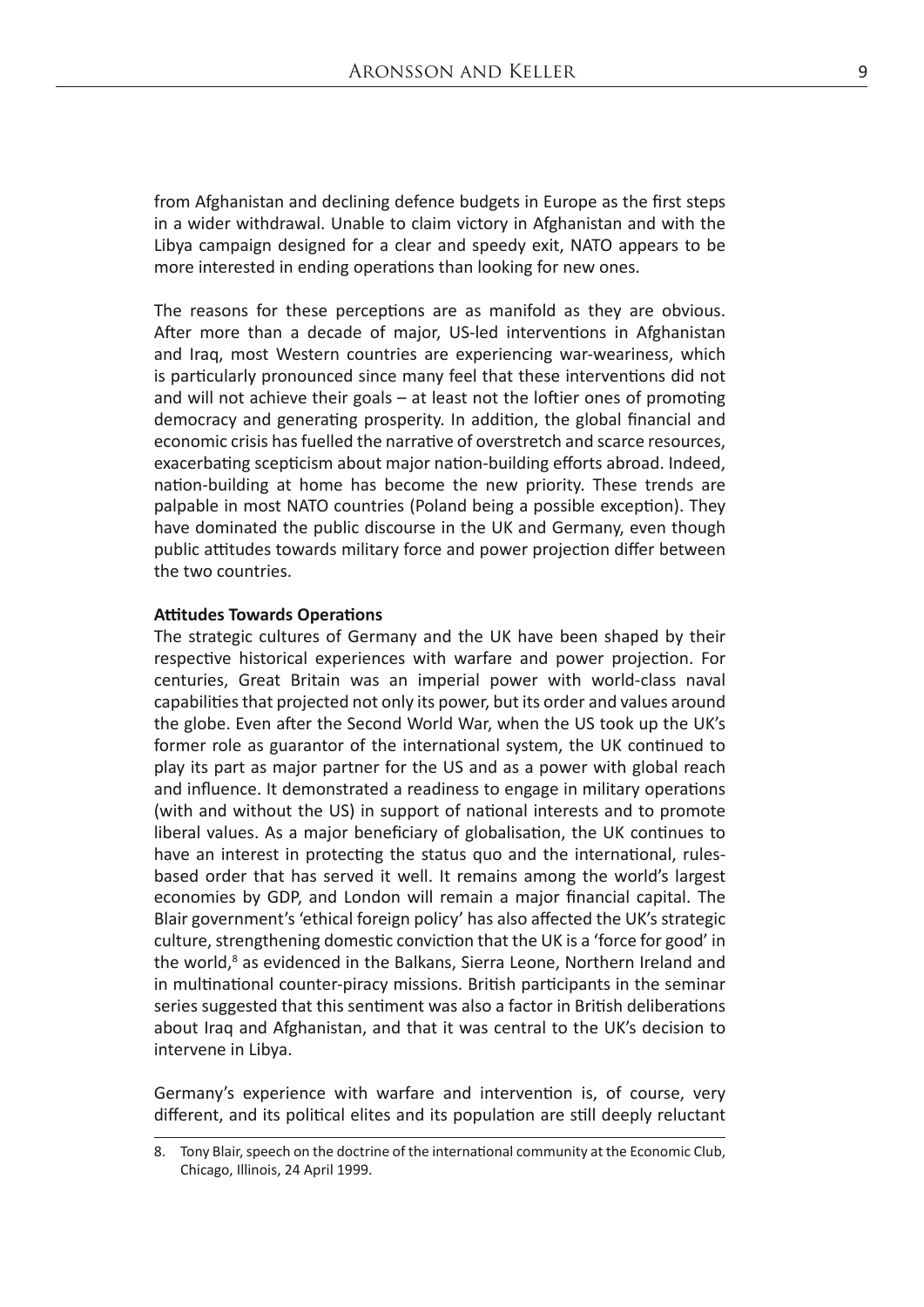from Afghanistan and declining defence budgets in Europe as the first steps in a wider withdrawal. Unable to claim victory in Afghanistan and with the Libya campaign designed for a clear and speedy exit, NATO appears to be more interested in ending operations than looking for new ones.

The reasons for these perceptions are as manifold as they are obvious. After more than a decade of major, US-led interventions in Afghanistan and Iraq, most Western countries are experiencing war-weariness, which is particularly pronounced since many feel that these interventions did not and will not achieve their goals – at least not the loftier ones of promoting democracy and generating prosperity. In addition, the global financial and economic crisis has fuelled the narrative of overstretch and scarce resources, exacerbating scepticism about major nation-building efforts abroad. Indeed, nation-building at home has become the new priority. These trends are palpable in most NATO countries (Poland being a possible exception). They have dominated the public discourse in the UK and Germany, even though public attitudes towards military force and power projection differ between the two countries.

**Attitudes Towards Operations**

The strategic cultures of Germany and the UK have been shaped by their respective historical experiences with warfare and power projection. For centuries, Great Britain was an imperial power with world-class naval capabilities that projected not only its power, but its order and values around the globe. Even after the Second World War, when the US took up the UK's former role as guarantor of the international system, the UK continued to play its part as major partner for the US and as a power with global reach and influence. It demonstrated a readiness to engage in military operations (with and without the US) in support of national interests and to promote liberal values. As a major beneficiary of globalisation, the UK continues to have an interest in protecting the status quo and the international, rules-based order that has served it well. It remains among the world's largest economies by GDP, and London will remain a major financial capital. The Blair government's 'ethical foreign policy' has also affected the UK's strategic culture, strengthening domestic conviction that the UK is a 'force for good' in the world,[8] as evidenced in the Balkans, Sierra Leone, Northern Ireland and in multinational counter-piracy missions. British participants in the seminar series suggested that this sentiment was also a factor in British deliberations about Iraq and Afghanistan, and that it was central to the UK's decision to intervene in Libya.

Germany's experience with warfare and intervention is, of course, very different, and its political elites and its population are still deeply reluctant

8. Tony Blair, speech on the doctrine of the international community at the Economic Club, Chicago, Illinois, 24 April 1999.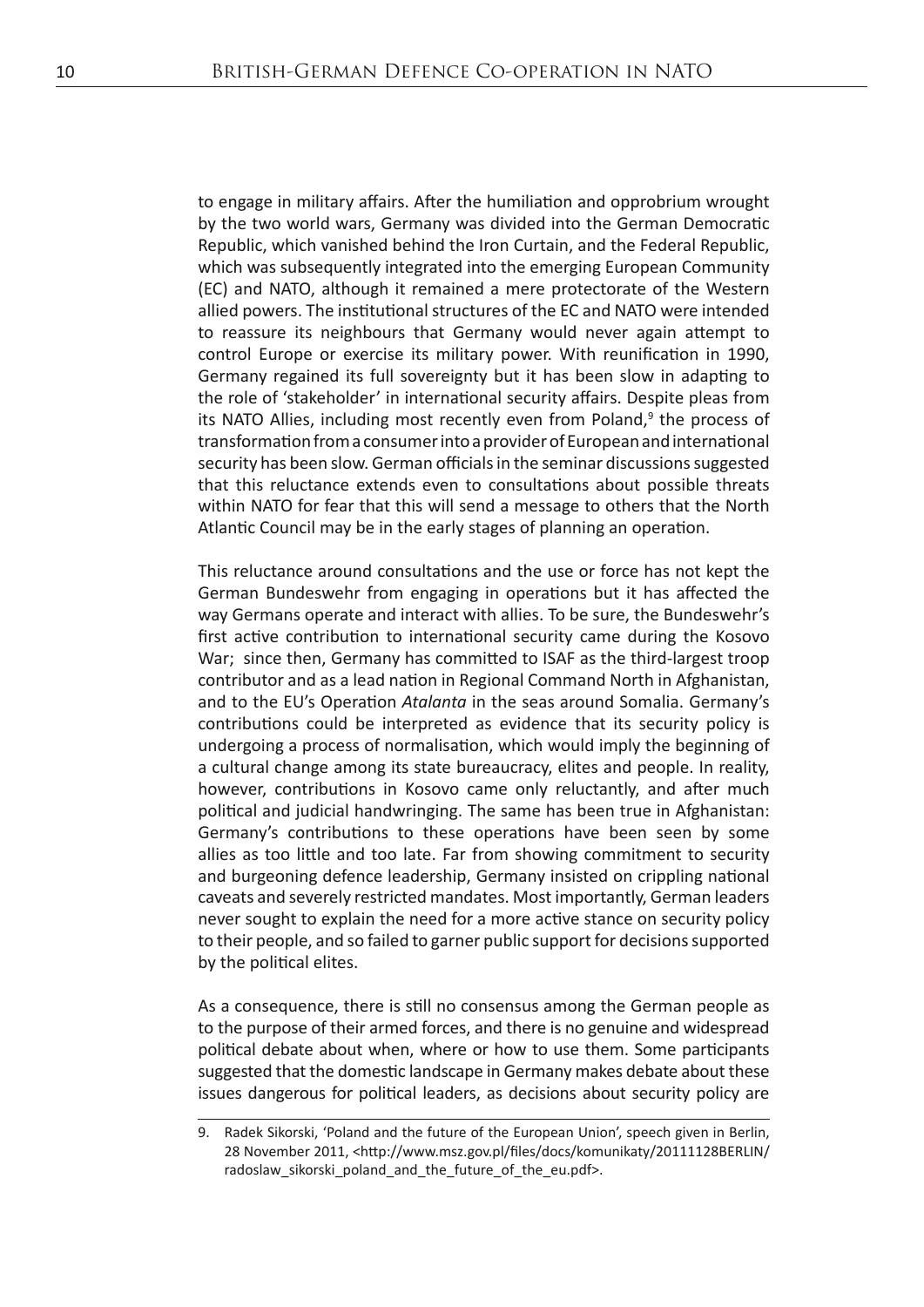to engage in military affairs. After the humiliation and opprobrium wrought by the two world wars, Germany was divided into the German Democratic Republic, which vanished behind the Iron Curtain, and the Federal Republic, which was subsequently integrated into the emerging European Community (EC) and NATO, although it remained a mere protectorate of the Western allied powers. The institutional structures of the EC and NATO were intended to reassure its neighbours that Germany would never again attempt to control Europe or exercise its military power. With reunification in 1990, Germany regained its full sovereignty but it has been slow in adapting to the role of 'stakeholder' in international security affairs. Despite pleas from its NATO Allies, including most recently even from Poland,[9] the process of transformation from a consumer into a provider of European and international security has been slow. German officials in the seminar discussions suggested that this reluctance extends even to consultations about possible threats within NATO for fear that this will send a message to others that the North Atlantic Council may be in the early stages of planning an operation.

This reluctance around consultations and the use or force has not kept the German Bundeswehr from engaging in operations but it has affected the way Germans operate and interact with allies. To be sure, the Bundeswehr's first active contribution to international security came during the Kosovo War; since then, Germany has committed to ISAF as the third-largest troop contributor and as a lead nation in Regional Command North in Afghanistan, and to the EU's Operation *Atalanta* in the seas around Somalia. Germany's contributions could be interpreted as evidence that its security policy is undergoing a process of normalisation, which would imply the beginning of a cultural change among its state bureaucracy, elites and people. In reality, however, contributions in Kosovo came only reluctantly, and after much political and judicial handwringing. The same has been true in Afghanistan: Germany's contributions to these operations have been seen by some allies as too little and too late. Far from showing commitment to security and burgeoning defence leadership, Germany insisted on crippling national caveats and severely restricted mandates. Most importantly, German leaders never sought to explain the need for a more active stance on security policy to their people, and so failed to garner public support for decisions supported by the political elites.

As a consequence, there is still no consensus among the German people as to the purpose of their armed forces, and there is no genuine and widespread political debate about when, where or how to use them. Some participants suggested that the domestic landscape in Germany makes debate about these issues dangerous for political leaders, as decisions about security policy are

9. Radek Sikorski, 'Poland and the future of the European Union', speech given in Berlin, 28 November 2011, <http://www.msz.gov.pl/files/docs/komunikaty/20111128BERLIN/radoslaw_sikorski_poland_and_the_future_of_the_eu.pdf>.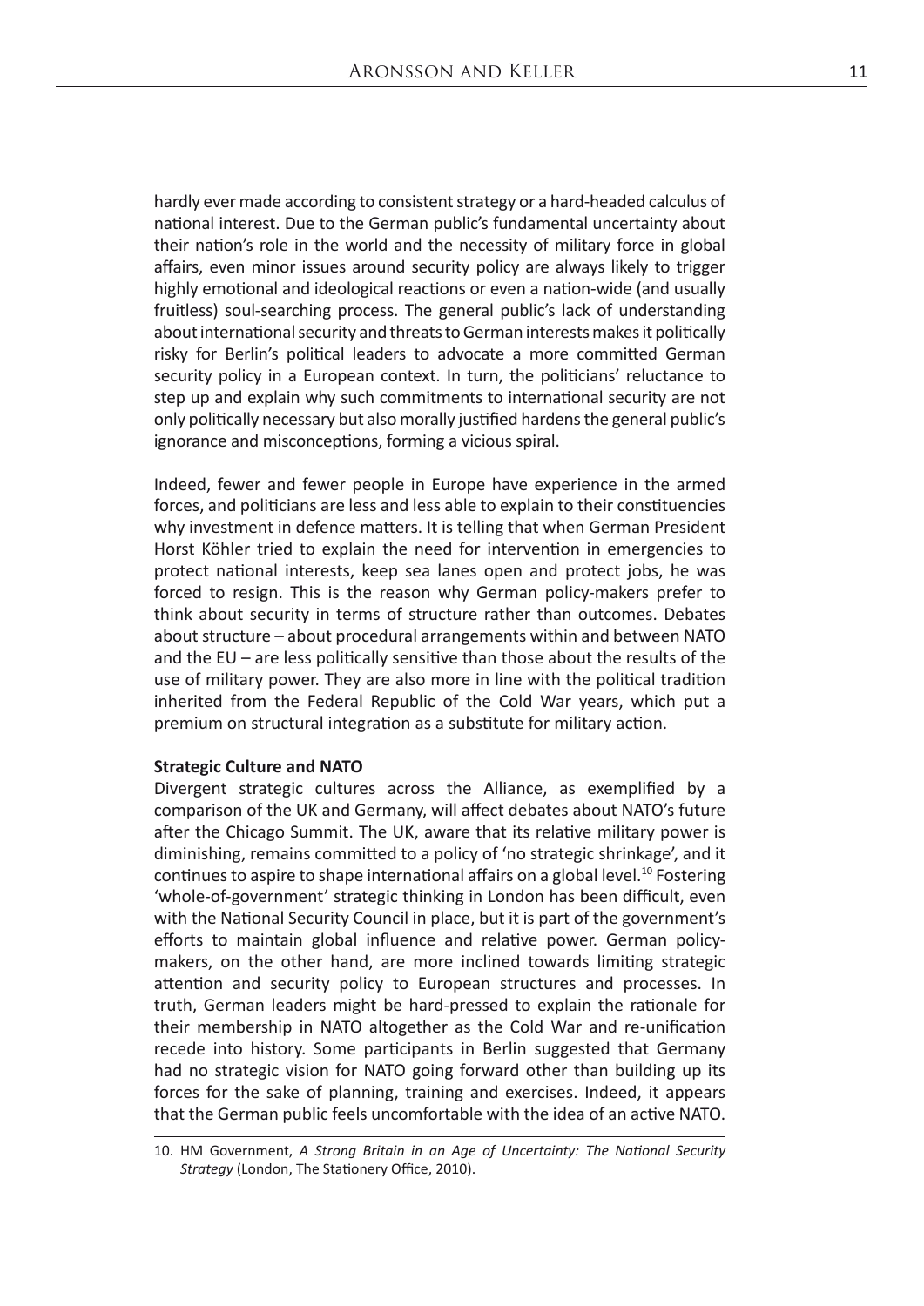hardly ever made according to consistent strategy or a hard-headed calculus of national interest. Due to the German public's fundamental uncertainty about their nation's role in the world and the necessity of military force in global affairs, even minor issues around security policy are always likely to trigger highly emotional and ideological reactions or even a nation-wide (and usually fruitless) soul-searching process. The general public's lack of understanding about international security and threats to German interests makes it politically risky for Berlin's political leaders to advocate a more committed German security policy in a European context. In turn, the politicians' reluctance to step up and explain why such commitments to international security are not only politically necessary but also morally justified hardens the general public's ignorance and misconceptions, forming a vicious spiral.

Indeed, fewer and fewer people in Europe have experience in the armed forces, and politicians are less and less able to explain to their constituencies why investment in defence matters. It is telling that when German President Horst Köhler tried to explain the need for intervention in emergencies to protect national interests, keep sea lanes open and protect jobs, he was forced to resign. This is the reason why German policy-makers prefer to think about security in terms of structure rather than outcomes. Debates about structure – about procedural arrangements within and between NATO and the EU – are less politically sensitive than those about the results of the use of military power. They are also more in line with the political tradition inherited from the Federal Republic of the Cold War years, which put a premium on structural integration as a substitute for military action.

**Strategic Culture and NATO**

Divergent strategic cultures across the Alliance, as exemplified by a comparison of the UK and Germany, will affect debates about NATO's future after the Chicago Summit. The UK, aware that its relative military power is diminishing, remains committed to a policy of 'no strategic shrinkage', and it continues to aspire to shape international affairs on a global level.[10] Fostering 'whole-of-government' strategic thinking in London has been difficult, even with the National Security Council in place, but it is part of the government's efforts to maintain global influence and relative power. German policy-makers, on the other hand, are more inclined towards limiting strategic attention and security policy to European structures and processes. In truth, German leaders might be hard-pressed to explain the rationale for their membership in NATO altogether as the Cold War and re-unification recede into history. Some participants in Berlin suggested that Germany had no strategic vision for NATO going forward other than building up its forces for the sake of planning, training and exercises. Indeed, it appears that the German public feels uncomfortable with the idea of an active NATO.

10. HM Government, *A Strong Britain in an Age of Uncertainty: The National Security Strategy* (London, The Stationery Office, 2010).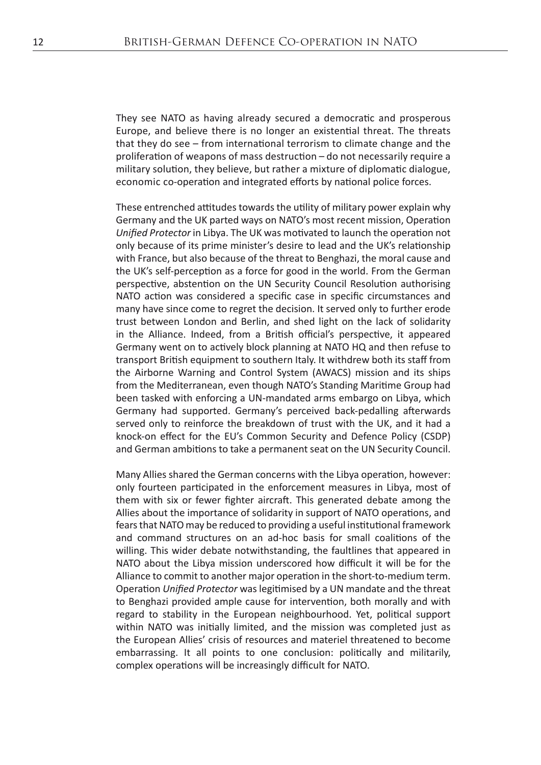They see NATO as having already secured a democratic and prosperous Europe, and believe there is no longer an existential threat. The threats that they do see – from international terrorism to climate change and the proliferation of weapons of mass destruction – do not necessarily require a military solution, they believe, but rather a mixture of diplomatic dialogue, economic co-operation and integrated efforts by national police forces.

These entrenched attitudes towards the utility of military power explain why Germany and the UK parted ways on NATO's most recent mission, Operation *Unified Protector* in Libya. The UK was motivated to launch the operation not only because of its prime minister's desire to lead and the UK's relationship with France, but also because of the threat to Benghazi, the moral cause and the UK's self-perception as a force for good in the world. From the German perspective, abstention on the UN Security Council Resolution authorising NATO action was considered a specific case in specific circumstances and many have since come to regret the decision. It served only to further erode trust between London and Berlin, and shed light on the lack of solidarity in the Alliance. Indeed, from a British official's perspective, it appeared Germany went on to actively block planning at NATO HQ and then refuse to transport British equipment to southern Italy. It withdrew both its staff from the Airborne Warning and Control System (AWACS) mission and its ships from the Mediterranean, even though NATO's Standing Maritime Group had been tasked with enforcing a UN-mandated arms embargo on Libya, which Germany had supported. Germany's perceived back-pedalling afterwards served only to reinforce the breakdown of trust with the UK, and it had a knock-on effect for the EU's Common Security and Defence Policy (CSDP) and German ambitions to take a permanent seat on the UN Security Council.

Many Allies shared the German concerns with the Libya operation, however: only fourteen participated in the enforcement measures in Libya, most of them with six or fewer fighter aircraft. This generated debate among the Allies about the importance of solidarity in support of NATO operations, and fears that NATO may be reduced to providing a useful institutional framework and command structures on an ad-hoc basis for small coalitions of the willing. This wider debate notwithstanding, the faultlines that appeared in NATO about the Libya mission underscored how difficult it will be for the Alliance to commit to another major operation in the short-to-medium term. Operation *Unified Protector* was legitimised by a UN mandate and the threat to Benghazi provided ample cause for intervention, both morally and with regard to stability in the European neighbourhood. Yet, political support within NATO was initially limited, and the mission was completed just as the European Allies' crisis of resources and materiel threatened to become embarrassing. It all points to one conclusion: politically and militarily, complex operations will be increasingly difficult for NATO.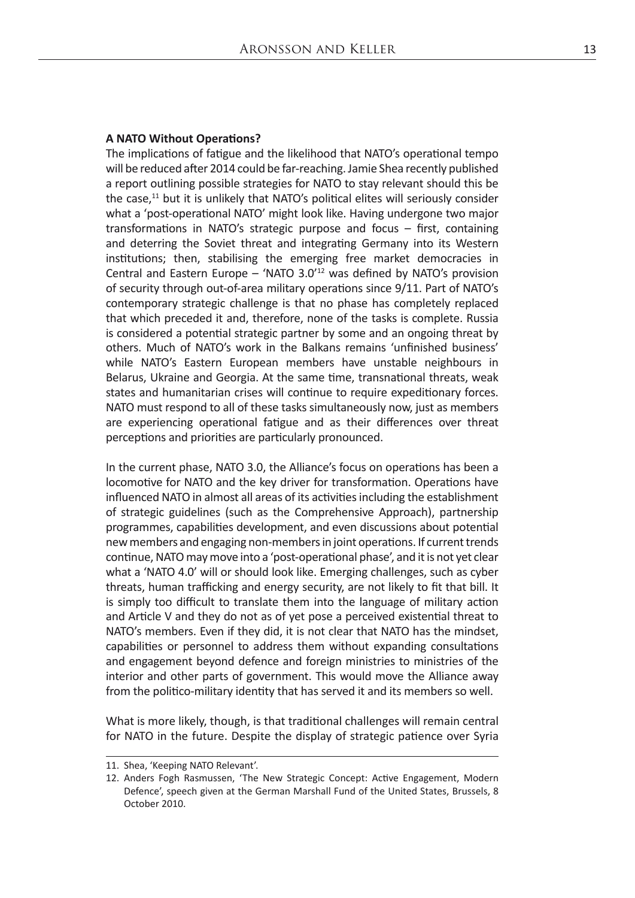**A NATO Without Operations?**

The implications of fatigue and the likelihood that NATO's operational tempo will be reduced after 2014 could be far-reaching. Jamie Shea recently published a report outlining possible strategies for NATO to stay relevant should this be the case,[11] but it is unlikely that NATO's political elites will seriously consider what a 'post-operational NATO' might look like. Having undergone two major transformations in NATO's strategic purpose and focus – first, containing and deterring the Soviet threat and integrating Germany into its Western institutions; then, stabilising the emerging free market democracies in Central and Eastern Europe – 'NATO 3.0'[12] was defined by NATO's provision of security through out-of-area military operations since 9/11. Part of NATO's contemporary strategic challenge is that no phase has completely replaced that which preceded it and, therefore, none of the tasks is complete. Russia is considered a potential strategic partner by some and an ongoing threat by others. Much of NATO's work in the Balkans remains 'unfinished business' while NATO's Eastern European members have unstable neighbours in Belarus, Ukraine and Georgia. At the same time, transnational threats, weak states and humanitarian crises will continue to require expeditionary forces. NATO must respond to all of these tasks simultaneously now, just as members are experiencing operational fatigue and as their differences over threat perceptions and priorities are particularly pronounced.

In the current phase, NATO 3.0, the Alliance's focus on operations has been a locomotive for NATO and the key driver for transformation. Operations have influenced NATO in almost all areas of its activities including the establishment of strategic guidelines (such as the Comprehensive Approach), partnership programmes, capabilities development, and even discussions about potential new members and engaging non-members in joint operations. If current trends continue, NATO may move into a 'post-operational phase', and it is not yet clear what a 'NATO 4.0' will or should look like. Emerging challenges, such as cyber threats, human trafficking and energy security, are not likely to fit that bill. It is simply too difficult to translate them into the language of military action and Article V and they do not as of yet pose a perceived existential threat to NATO's members. Even if they did, it is not clear that NATO has the mindset, capabilities or personnel to address them without expanding consultations and engagement beyond defence and foreign ministries to ministries of the interior and other parts of government. This would move the Alliance away from the politico-military identity that has served it and its members so well.

What is more likely, though, is that traditional challenges will remain central for NATO in the future. Despite the display of strategic patience over Syria

---

11. Shea, 'Keeping NATO Relevant'.
12. Anders Fogh Rasmussen, 'The New Strategic Concept: Active Engagement, Modern Defence', speech given at the German Marshall Fund of the United States, Brussels, 8 October 2010.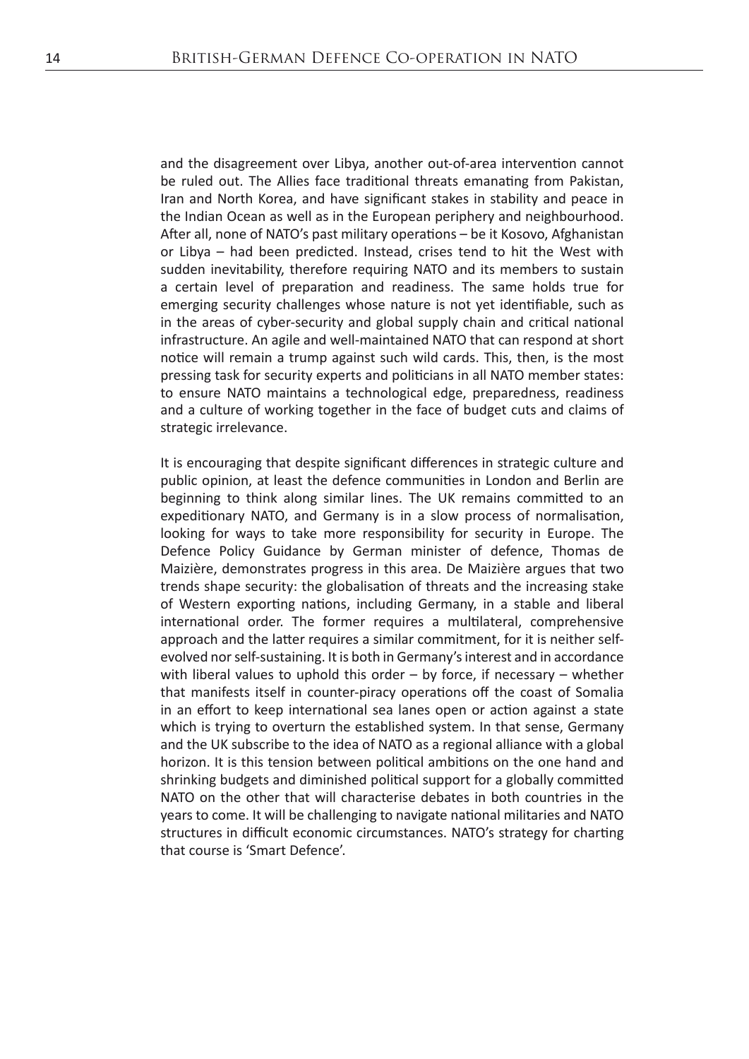and the disagreement over Libya, another out-of-area intervention cannot be ruled out. The Allies face traditional threats emanating from Pakistan, Iran and North Korea, and have significant stakes in stability and peace in the Indian Ocean as well as in the European periphery and neighbourhood. After all, none of NATO's past military operations – be it Kosovo, Afghanistan or Libya – had been predicted. Instead, crises tend to hit the West with sudden inevitability, therefore requiring NATO and its members to sustain a certain level of preparation and readiness. The same holds true for emerging security challenges whose nature is not yet identifiable, such as in the areas of cyber-security and global supply chain and critical national infrastructure. An agile and well-maintained NATO that can respond at short notice will remain a trump against such wild cards. This, then, is the most pressing task for security experts and politicians in all NATO member states: to ensure NATO maintains a technological edge, preparedness, readiness and a culture of working together in the face of budget cuts and claims of strategic irrelevance.

It is encouraging that despite significant differences in strategic culture and public opinion, at least the defence communities in London and Berlin are beginning to think along similar lines. The UK remains committed to an expeditionary NATO, and Germany is in a slow process of normalisation, looking for ways to take more responsibility for security in Europe. The Defence Policy Guidance by German minister of defence, Thomas de Maizière, demonstrates progress in this area. De Maizière argues that two trends shape security: the globalisation of threats and the increasing stake of Western exporting nations, including Germany, in a stable and liberal international order. The former requires a multilateral, comprehensive approach and the latter requires a similar commitment, for it is neither self-evolved nor self-sustaining. It is both in Germany's interest and in accordance with liberal values to uphold this order – by force, if necessary – whether that manifests itself in counter-piracy operations off the coast of Somalia in an effort to keep international sea lanes open or action against a state which is trying to overturn the established system. In that sense, Germany and the UK subscribe to the idea of NATO as a regional alliance with a global horizon. It is this tension between political ambitions on the one hand and shrinking budgets and diminished political support for a globally committed NATO on the other that will characterise debates in both countries in the years to come. It will be challenging to navigate national militaries and NATO structures in difficult economic circumstances. NATO's strategy for charting that course is 'Smart Defence'.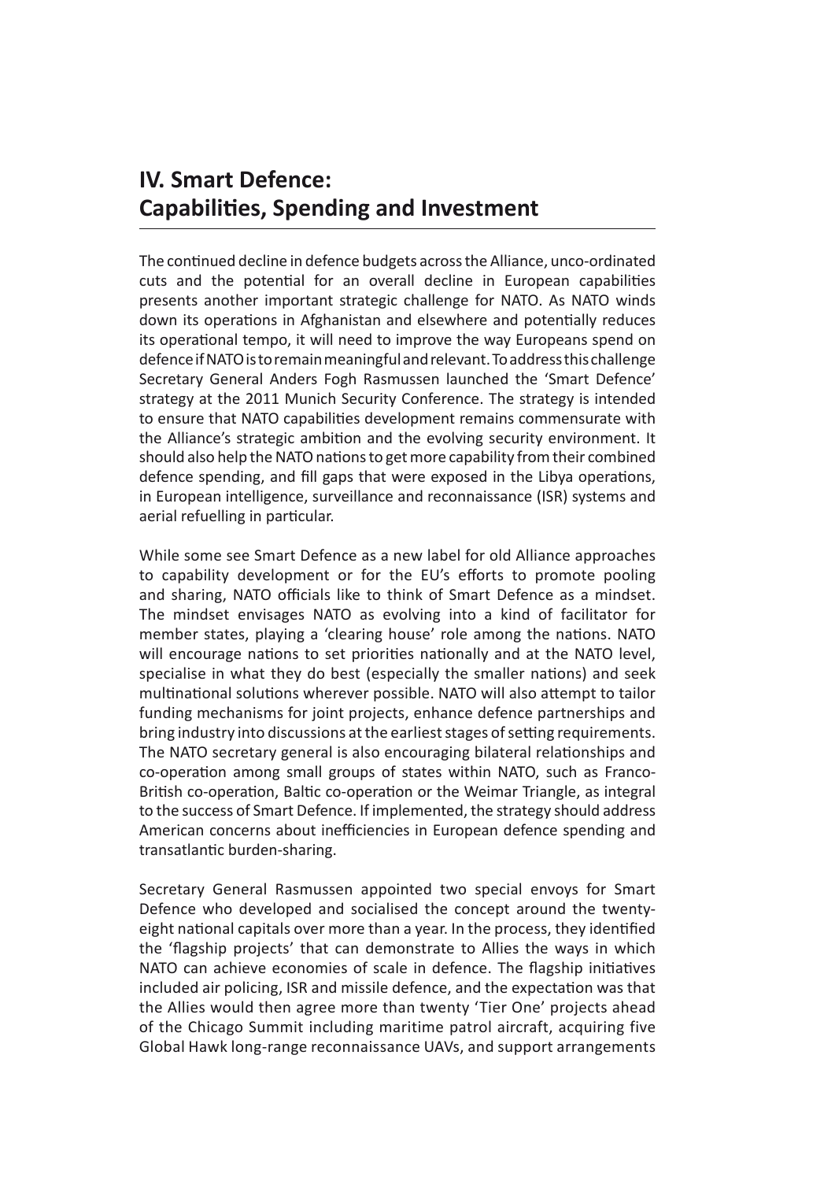## IV. Smart Defence: Capabilities, Spending and Investment

The continued decline in defence budgets across the Alliance, unco-ordinated cuts and the potential for an overall decline in European capabilities presents another important strategic challenge for NATO. As NATO winds down its operations in Afghanistan and elsewhere and potentially reduces its operational tempo, it will need to improve the way Europeans spend on defence if NATO is to remain meaningful and relevant. To address this challenge Secretary General Anders Fogh Rasmussen launched the 'Smart Defence' strategy at the 2011 Munich Security Conference. The strategy is intended to ensure that NATO capabilities development remains commensurate with the Alliance's strategic ambition and the evolving security environment. It should also help the NATO nations to get more capability from their combined defence spending, and fill gaps that were exposed in the Libya operations, in European intelligence, surveillance and reconnaissance (ISR) systems and aerial refuelling in particular.

While some see Smart Defence as a new label for old Alliance approaches to capability development or for the EU's efforts to promote pooling and sharing, NATO officials like to think of Smart Defence as a mindset. The mindset envisages NATO as evolving into a kind of facilitator for member states, playing a 'clearing house' role among the nations. NATO will encourage nations to set priorities nationally and at the NATO level, specialise in what they do best (especially the smaller nations) and seek multinational solutions wherever possible. NATO will also attempt to tailor funding mechanisms for joint projects, enhance defence partnerships and bring industry into discussions at the earliest stages of setting requirements. The NATO secretary general is also encouraging bilateral relationships and co-operation among small groups of states within NATO, such as Franco-British co-operation, Baltic co-operation or the Weimar Triangle, as integral to the success of Smart Defence. If implemented, the strategy should address American concerns about inefficiencies in European defence spending and transatlantic burden-sharing.

Secretary General Rasmussen appointed two special envoys for Smart Defence who developed and socialised the concept around the twenty-eight national capitals over more than a year. In the process, they identified the 'flagship projects' that can demonstrate to Allies the ways in which NATO can achieve economies of scale in defence. The flagship initiatives included air policing, ISR and missile defence, and the expectation was that the Allies would then agree more than twenty 'Tier One' projects ahead of the Chicago Summit including maritime patrol aircraft, acquiring five Global Hawk long-range reconnaissance UAVs, and support arrangements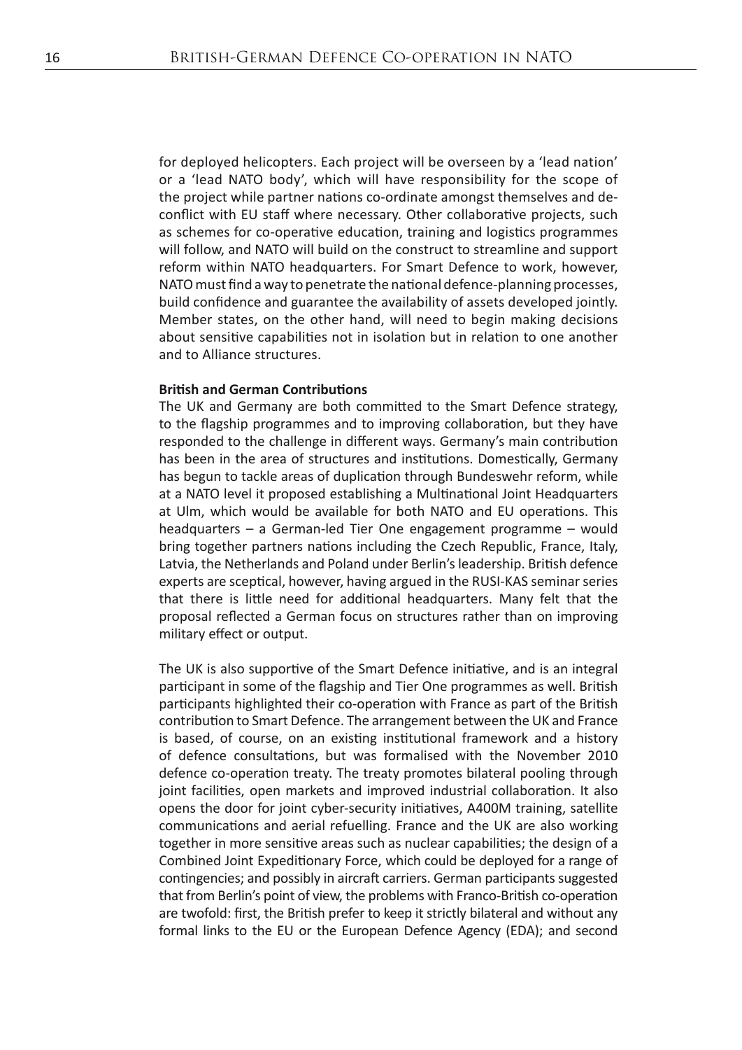for deployed helicopters. Each project will be overseen by a 'lead nation' or a 'lead NATO body', which will have responsibility for the scope of the project while partner nations co-ordinate amongst themselves and de-conflict with EU staff where necessary. Other collaborative projects, such as schemes for co-operative education, training and logistics programmes will follow, and NATO will build on the construct to streamline and support reform within NATO headquarters. For Smart Defence to work, however, NATO must find a way to penetrate the national defence-planning processes, build confidence and guarantee the availability of assets developed jointly. Member states, on the other hand, will need to begin making decisions about sensitive capabilities not in isolation but in relation to one another and to Alliance structures.

**British and German Contributions**

The UK and Germany are both committed to the Smart Defence strategy, to the flagship programmes and to improving collaboration, but they have responded to the challenge in different ways. Germany's main contribution has been in the area of structures and institutions. Domestically, Germany has begun to tackle areas of duplication through Bundeswehr reform, while at a NATO level it proposed establishing a Multinational Joint Headquarters at Ulm, which would be available for both NATO and EU operations. This headquarters – a German-led Tier One engagement programme – would bring together partners nations including the Czech Republic, France, Italy, Latvia, the Netherlands and Poland under Berlin's leadership. British defence experts are sceptical, however, having argued in the RUSI-KAS seminar series that there is little need for additional headquarters. Many felt that the proposal reflected a German focus on structures rather than on improving military effect or output.

The UK is also supportive of the Smart Defence initiative, and is an integral participant in some of the flagship and Tier One programmes as well. British participants highlighted their co-operation with France as part of the British contribution to Smart Defence. The arrangement between the UK and France is based, of course, on an existing institutional framework and a history of defence consultations, but was formalised with the November 2010 defence co-operation treaty. The treaty promotes bilateral pooling through joint facilities, open markets and improved industrial collaboration. It also opens the door for joint cyber-security initiatives, A400M training, satellite communications and aerial refuelling. France and the UK are also working together in more sensitive areas such as nuclear capabilities; the design of a Combined Joint Expeditionary Force, which could be deployed for a range of contingencies; and possibly in aircraft carriers. German participants suggested that from Berlin's point of view, the problems with Franco-British co-operation are twofold: first, the British prefer to keep it strictly bilateral and without any formal links to the EU or the European Defence Agency (EDA); and second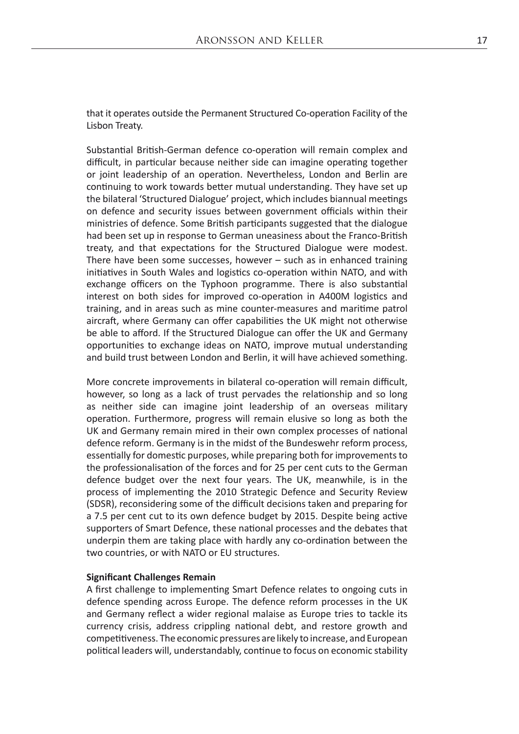that it operates outside the Permanent Structured Co-operation Facility of the Lisbon Treaty.

Substantial British-German defence co-operation will remain complex and difficult, in particular because neither side can imagine operating together or joint leadership of an operation. Nevertheless, London and Berlin are continuing to work towards better mutual understanding. They have set up the bilateral 'Structured Dialogue' project, which includes biannual meetings on defence and security issues between government officials within their ministries of defence. Some British participants suggested that the dialogue had been set up in response to German uneasiness about the Franco-British treaty, and that expectations for the Structured Dialogue were modest. There have been some successes, however – such as in enhanced training initiatives in South Wales and logistics co-operation within NATO, and with exchange officers on the Typhoon programme. There is also substantial interest on both sides for improved co-operation in A400M logistics and training, and in areas such as mine counter-measures and maritime patrol aircraft, where Germany can offer capabilities the UK might not otherwise be able to afford. If the Structured Dialogue can offer the UK and Germany opportunities to exchange ideas on NATO, improve mutual understanding and build trust between London and Berlin, it will have achieved something.

More concrete improvements in bilateral co-operation will remain difficult, however, so long as a lack of trust pervades the relationship and so long as neither side can imagine joint leadership of an overseas military operation. Furthermore, progress will remain elusive so long as both the UK and Germany remain mired in their own complex processes of national defence reform. Germany is in the midst of the Bundeswehr reform process, essentially for domestic purposes, while preparing both for improvements to the professionalisation of the forces and for 25 per cent cuts to the German defence budget over the next four years. The UK, meanwhile, is in the process of implementing the 2010 Strategic Defence and Security Review (SDSR), reconsidering some of the difficult decisions taken and preparing for a 7.5 per cent cut to its own defence budget by 2015. Despite being active supporters of Smart Defence, these national processes and the debates that underpin them are taking place with hardly any co-ordination between the two countries, or with NATO or EU structures.

**Significant Challenges Remain**

A first challenge to implementing Smart Defence relates to ongoing cuts in defence spending across Europe. The defence reform processes in the UK and Germany reflect a wider regional malaise as Europe tries to tackle its currency crisis, address crippling national debt, and restore growth and competitiveness. The economic pressures are likely to increase, and European political leaders will, understandably, continue to focus on economic stability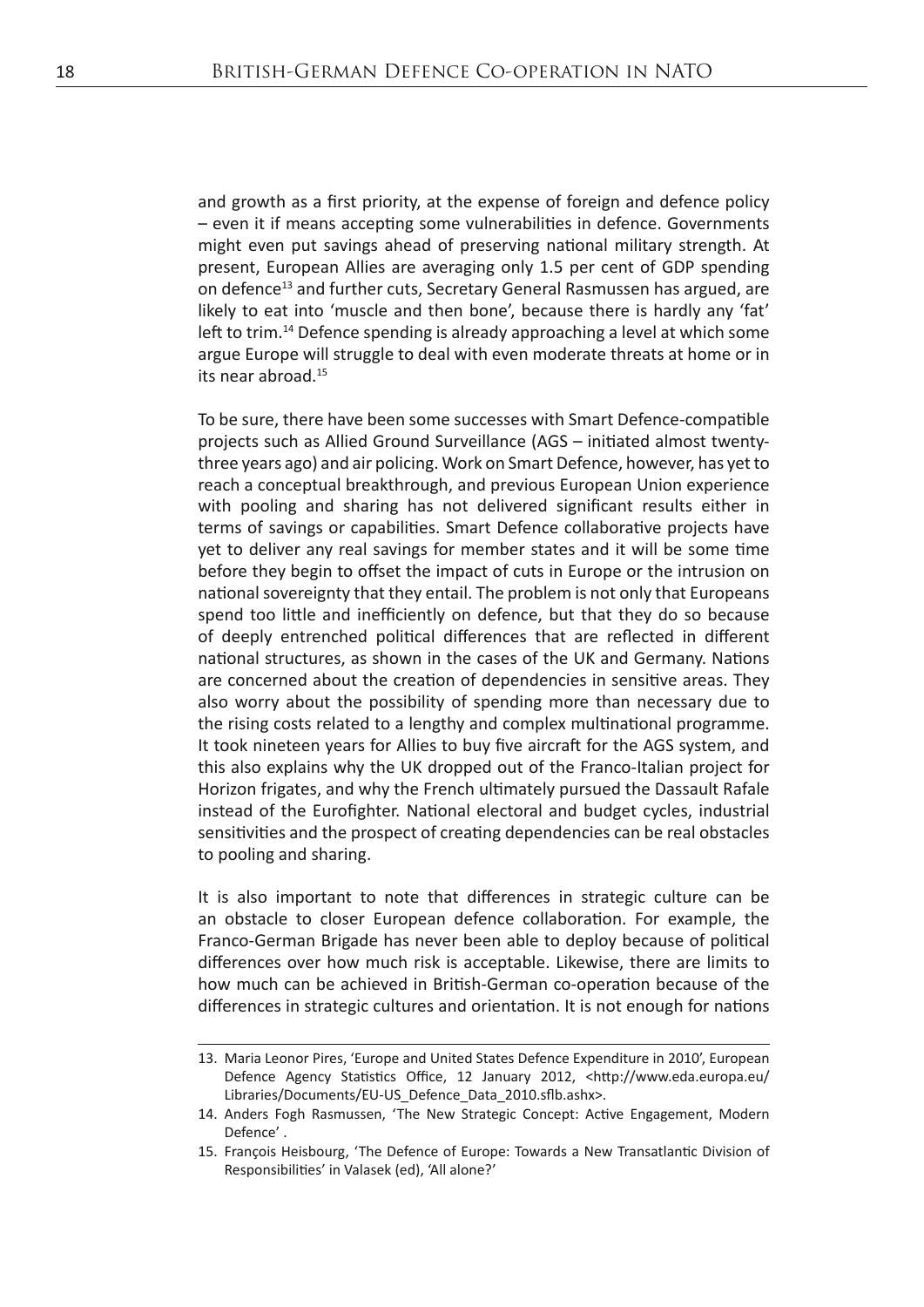and growth as a first priority, at the expense of foreign and defence policy – even it if means accepting some vulnerabilities in defence. Governments might even put savings ahead of preserving national military strength. At present, European Allies are averaging only 1.5 per cent of GDP spending on defence[13] and further cuts, Secretary General Rasmussen has argued, are likely to eat into 'muscle and then bone', because there is hardly any 'fat' left to trim.[14] Defence spending is already approaching a level at which some argue Europe will struggle to deal with even moderate threats at home or in its near abroad.[15]

To be sure, there have been some successes with Smart Defence-compatible projects such as Allied Ground Surveillance (AGS – initiated almost twenty-three years ago) and air policing. Work on Smart Defence, however, has yet to reach a conceptual breakthrough, and previous European Union experience with pooling and sharing has not delivered significant results either in terms of savings or capabilities. Smart Defence collaborative projects have yet to deliver any real savings for member states and it will be some time before they begin to offset the impact of cuts in Europe or the intrusion on national sovereignty that they entail. The problem is not only that Europeans spend too little and inefficiently on defence, but that they do so because of deeply entrenched political differences that are reflected in different national structures, as shown in the cases of the UK and Germany. Nations are concerned about the creation of dependencies in sensitive areas. They also worry about the possibility of spending more than necessary due to the rising costs related to a lengthy and complex multinational programme. It took nineteen years for Allies to buy five aircraft for the AGS system, and this also explains why the UK dropped out of the Franco-Italian project for Horizon frigates, and why the French ultimately pursued the Dassault Rafale instead of the Eurofighter. National electoral and budget cycles, industrial sensitivities and the prospect of creating dependencies can be real obstacles to pooling and sharing.

It is also important to note that differences in strategic culture can be an obstacle to closer European defence collaboration. For example, the Franco-German Brigade has never been able to deploy because of political differences over how much risk is acceptable. Likewise, there are limits to how much can be achieved in British-German co-operation because of the differences in strategic cultures and orientation. It is not enough for nations

---

13. Maria Leonor Pires, 'Europe and United States Defence Expenditure in 2010', European Defence Agency Statistics Office, 12 January 2012, <http://www.eda.europa.eu/Libraries/Documents/EU-US_Defence_Data_2010.sflb.ashx>.
14. Anders Fogh Rasmussen, 'The New Strategic Concept: Active Engagement, Modern Defence' .
15. François Heisbourg, 'The Defence of Europe: Towards a New Transatlantic Division of Responsibilities' in Valasek (ed), 'All alone?'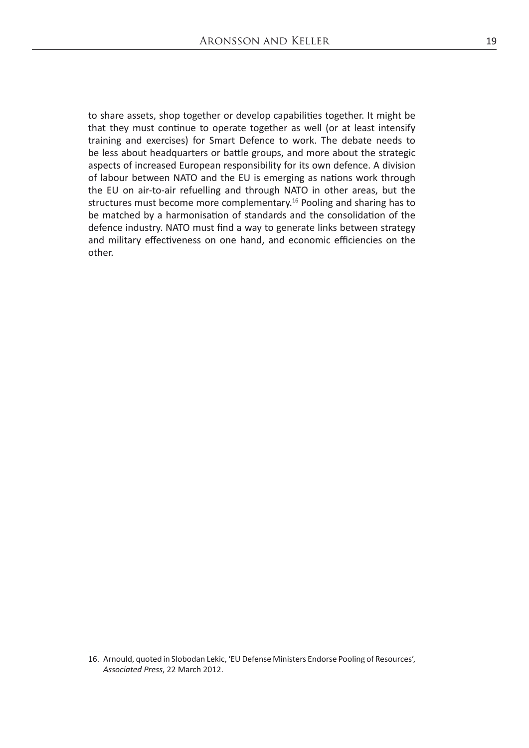to share assets, shop together or develop capabilities together. It might be that they must continue to operate together as well (or at least intensify training and exercises) for Smart Defence to work. The debate needs to be less about headquarters or battle groups, and more about the strategic aspects of increased European responsibility for its own defence. A division of labour between NATO and the EU is emerging as nations work through the EU on air-to-air refuelling and through NATO in other areas, but the structures must become more complementary.[16] Pooling and sharing has to be matched by a harmonisation of standards and the consolidation of the defence industry. NATO must find a way to generate links between strategy and military effectiveness on one hand, and economic efficiencies on the other.

---

16. Arnould, quoted in Slobodan Lekic, 'EU Defense Ministers Endorse Pooling of Resources', *Associated Press*, 22 March 2012.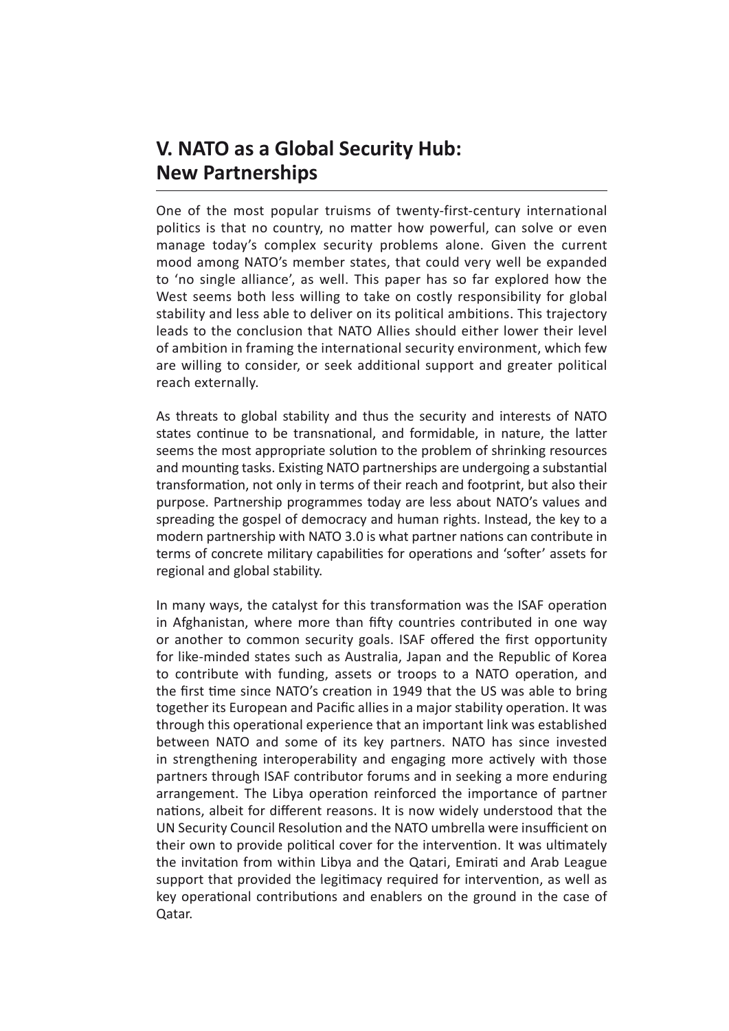## V. NATO as a Global Security Hub: New Partnerships

One of the most popular truisms of twenty-first-century international politics is that no country, no matter how powerful, can solve or even manage today's complex security problems alone. Given the current mood among NATO's member states, that could very well be expanded to 'no single alliance', as well. This paper has so far explored how the West seems both less willing to take on costly responsibility for global stability and less able to deliver on its political ambitions. This trajectory leads to the conclusion that NATO Allies should either lower their level of ambition in framing the international security environment, which few are willing to consider, or seek additional support and greater political reach externally.

As threats to global stability and thus the security and interests of NATO states continue to be transnational, and formidable, in nature, the latter seems the most appropriate solution to the problem of shrinking resources and mounting tasks. Existing NATO partnerships are undergoing a substantial transformation, not only in terms of their reach and footprint, but also their purpose. Partnership programmes today are less about NATO's values and spreading the gospel of democracy and human rights. Instead, the key to a modern partnership with NATO 3.0 is what partner nations can contribute in terms of concrete military capabilities for operations and 'softer' assets for regional and global stability.

In many ways, the catalyst for this transformation was the ISAF operation in Afghanistan, where more than fifty countries contributed in one way or another to common security goals. ISAF offered the first opportunity for like-minded states such as Australia, Japan and the Republic of Korea to contribute with funding, assets or troops to a NATO operation, and the first time since NATO's creation in 1949 that the US was able to bring together its European and Pacific allies in a major stability operation. It was through this operational experience that an important link was established between NATO and some of its key partners. NATO has since invested in strengthening interoperability and engaging more actively with those partners through ISAF contributor forums and in seeking a more enduring arrangement. The Libya operation reinforced the importance of partner nations, albeit for different reasons. It is now widely understood that the UN Security Council Resolution and the NATO umbrella were insufficient on their own to provide political cover for the intervention. It was ultimately the invitation from within Libya and the Qatari, Emirati and Arab League support that provided the legitimacy required for intervention, as well as key operational contributions and enablers on the ground in the case of Qatar.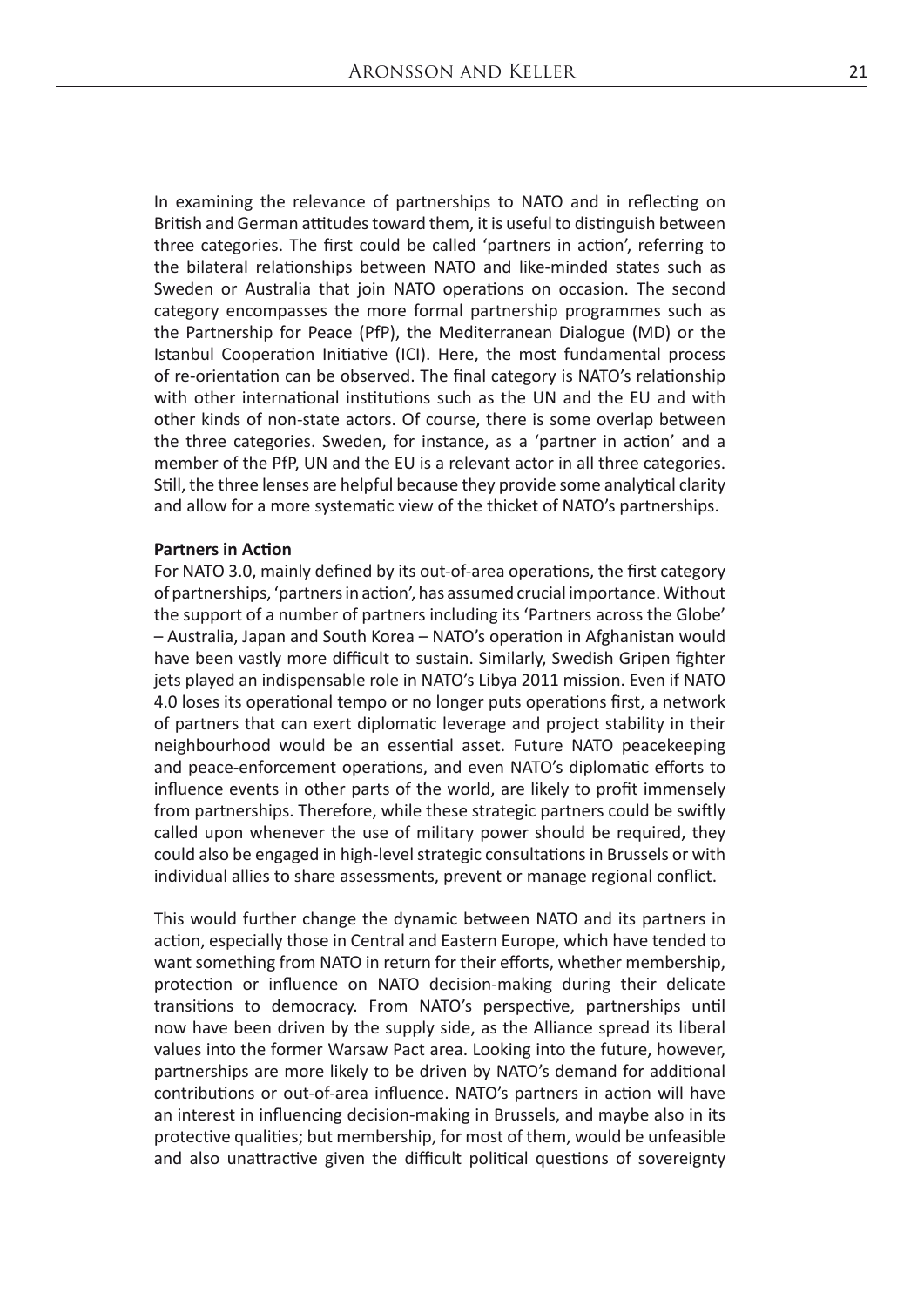In examining the relevance of partnerships to NATO and in reflecting on British and German attitudes toward them, it is useful to distinguish between three categories. The first could be called 'partners in action', referring to the bilateral relationships between NATO and like-minded states such as Sweden or Australia that join NATO operations on occasion. The second category encompasses the more formal partnership programmes such as the Partnership for Peace (PfP), the Mediterranean Dialogue (MD) or the Istanbul Cooperation Initiative (ICI). Here, the most fundamental process of re-orientation can be observed. The final category is NATO's relationship with other international institutions such as the UN and the EU and with other kinds of non-state actors. Of course, there is some overlap between the three categories. Sweden, for instance, as a 'partner in action' and a member of the PfP, UN and the EU is a relevant actor in all three categories. Still, the three lenses are helpful because they provide some analytical clarity and allow for a more systematic view of the thicket of NATO's partnerships.

**Partners in Action**

For NATO 3.0, mainly defined by its out-of-area operations, the first category of partnerships, 'partners in action', has assumed crucial importance. Without the support of a number of partners including its 'Partners across the Globe' – Australia, Japan and South Korea – NATO's operation in Afghanistan would have been vastly more difficult to sustain. Similarly, Swedish Gripen fighter jets played an indispensable role in NATO's Libya 2011 mission. Even if NATO 4.0 loses its operational tempo or no longer puts operations first, a network of partners that can exert diplomatic leverage and project stability in their neighbourhood would be an essential asset. Future NATO peacekeeping and peace-enforcement operations, and even NATO's diplomatic efforts to influence events in other parts of the world, are likely to profit immensely from partnerships. Therefore, while these strategic partners could be swiftly called upon whenever the use of military power should be required, they could also be engaged in high-level strategic consultations in Brussels or with individual allies to share assessments, prevent or manage regional conflict.

This would further change the dynamic between NATO and its partners in action, especially those in Central and Eastern Europe, which have tended to want something from NATO in return for their efforts, whether membership, protection or influence on NATO decision-making during their delicate transitions to democracy. From NATO's perspective, partnerships until now have been driven by the supply side, as the Alliance spread its liberal values into the former Warsaw Pact area. Looking into the future, however, partnerships are more likely to be driven by NATO's demand for additional contributions or out-of-area influence. NATO's partners in action will have an interest in influencing decision-making in Brussels, and maybe also in its protective qualities; but membership, for most of them, would be unfeasible and also unattractive given the difficult political questions of sovereignty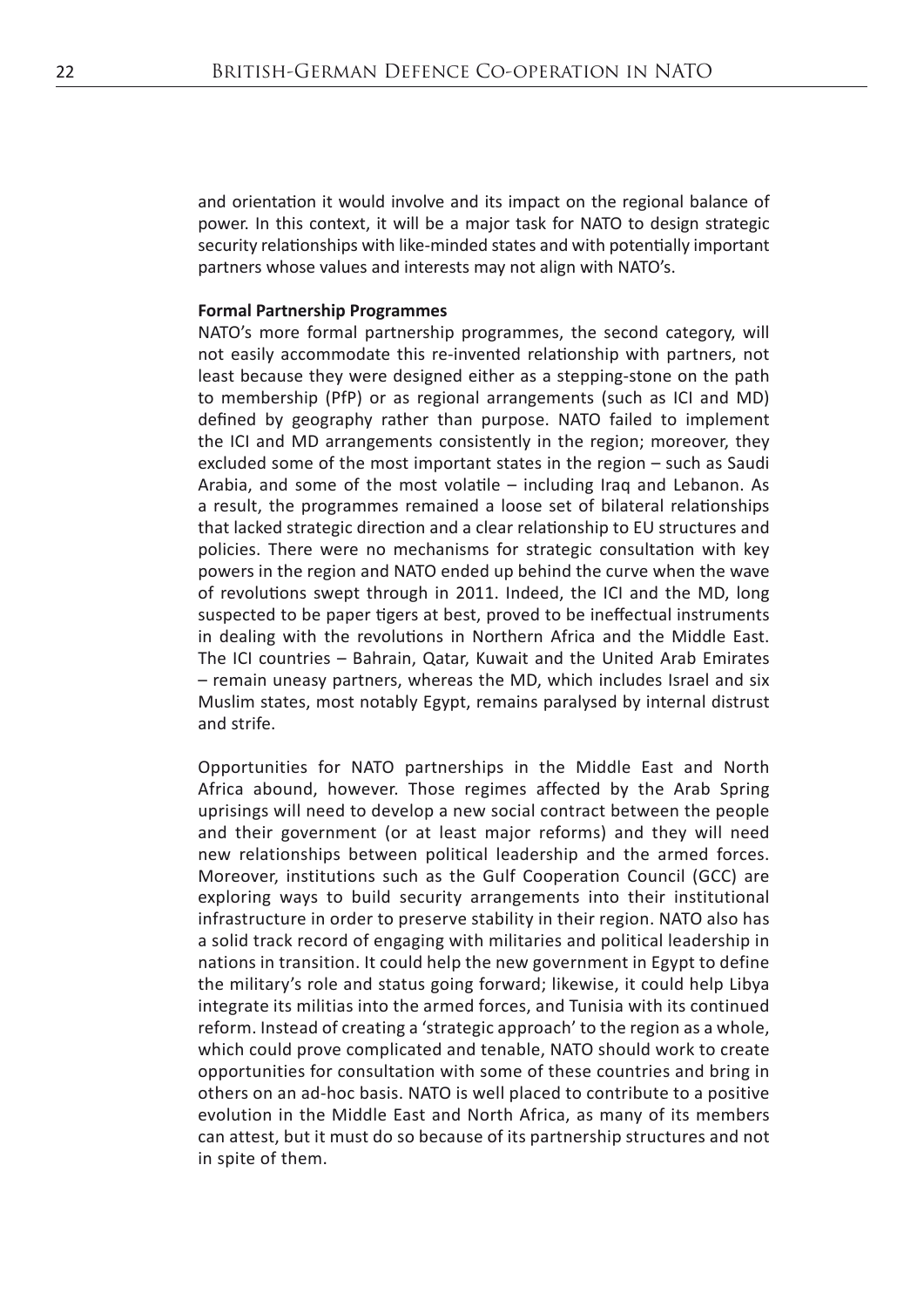and orientation it would involve and its impact on the regional balance of power. In this context, it will be a major task for NATO to design strategic security relationships with like-minded states and with potentially important partners whose values and interests may not align with NATO's.

**Formal Partnership Programmes**

NATO's more formal partnership programmes, the second category, will not easily accommodate this re-invented relationship with partners, not least because they were designed either as a stepping-stone on the path to membership (PfP) or as regional arrangements (such as ICI and MD) defined by geography rather than purpose. NATO failed to implement the ICI and MD arrangements consistently in the region; moreover, they excluded some of the most important states in the region – such as Saudi Arabia, and some of the most volatile – including Iraq and Lebanon. As a result, the programmes remained a loose set of bilateral relationships that lacked strategic direction and a clear relationship to EU structures and policies. There were no mechanisms for strategic consultation with key powers in the region and NATO ended up behind the curve when the wave of revolutions swept through in 2011. Indeed, the ICI and the MD, long suspected to be paper tigers at best, proved to be ineffectual instruments in dealing with the revolutions in Northern Africa and the Middle East. The ICI countries – Bahrain, Qatar, Kuwait and the United Arab Emirates – remain uneasy partners, whereas the MD, which includes Israel and six Muslim states, most notably Egypt, remains paralysed by internal distrust and strife.

Opportunities for NATO partnerships in the Middle East and North Africa abound, however. Those regimes affected by the Arab Spring uprisings will need to develop a new social contract between the people and their government (or at least major reforms) and they will need new relationships between political leadership and the armed forces. Moreover, institutions such as the Gulf Cooperation Council (GCC) are exploring ways to build security arrangements into their institutional infrastructure in order to preserve stability in their region. NATO also has a solid track record of engaging with militaries and political leadership in nations in transition. It could help the new government in Egypt to define the military's role and status going forward; likewise, it could help Libya integrate its militias into the armed forces, and Tunisia with its continued reform. Instead of creating a 'strategic approach' to the region as a whole, which could prove complicated and tenable, NATO should work to create opportunities for consultation with some of these countries and bring in others on an ad-hoc basis. NATO is well placed to contribute to a positive evolution in the Middle East and North Africa, as many of its members can attest, but it must do so because of its partnership structures and not in spite of them.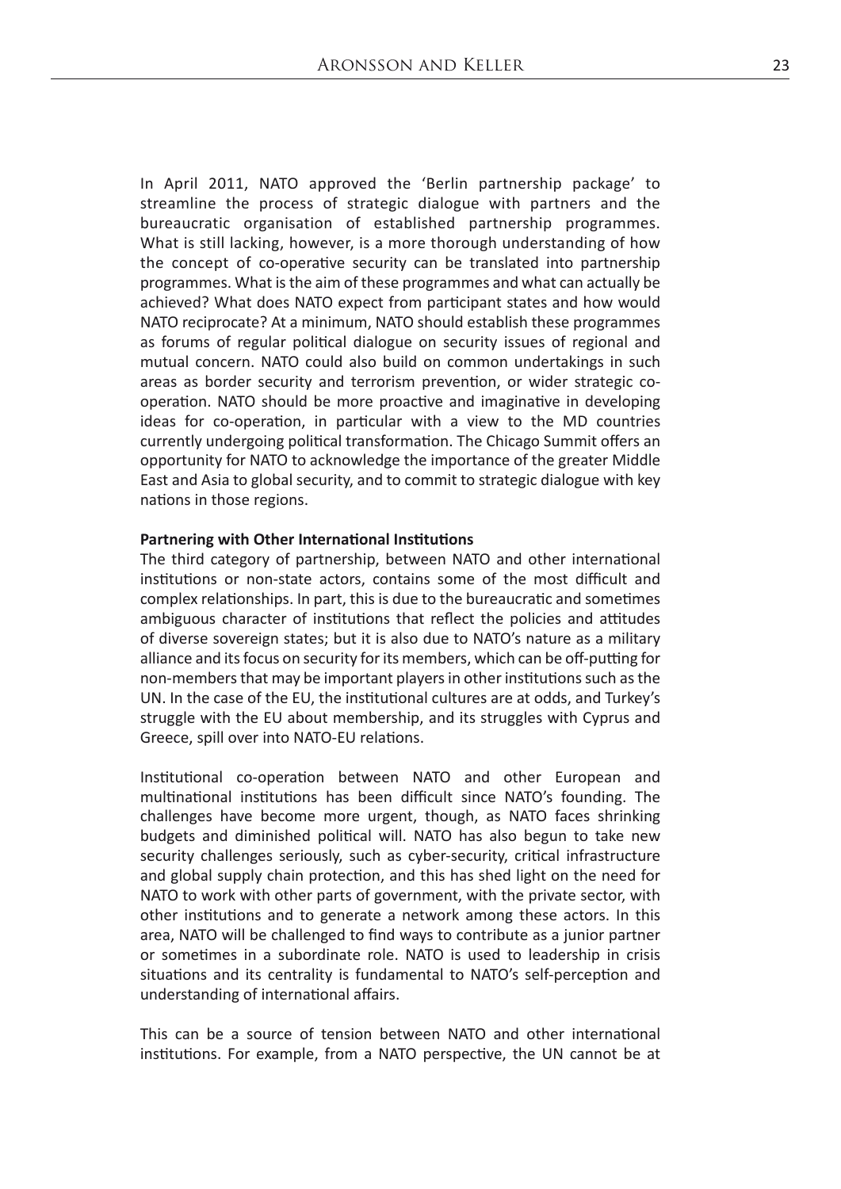In April 2011, NATO approved the 'Berlin partnership package' to streamline the process of strategic dialogue with partners and the bureaucratic organisation of established partnership programmes. What is still lacking, however, is a more thorough understanding of how the concept of co-operative security can be translated into partnership programmes. What is the aim of these programmes and what can actually be achieved? What does NATO expect from participant states and how would NATO reciprocate? At a minimum, NATO should establish these programmes as forums of regular political dialogue on security issues of regional and mutual concern. NATO could also build on common undertakings in such areas as border security and terrorism prevention, or wider strategic co-operation. NATO should be more proactive and imaginative in developing ideas for co-operation, in particular with a view to the MD countries currently undergoing political transformation. The Chicago Summit offers an opportunity for NATO to acknowledge the importance of the greater Middle East and Asia to global security, and to commit to strategic dialogue with key nations in those regions.

**Partnering with Other International Institutions**

The third category of partnership, between NATO and other international institutions or non-state actors, contains some of the most difficult and complex relationships. In part, this is due to the bureaucratic and sometimes ambiguous character of institutions that reflect the policies and attitudes of diverse sovereign states; but it is also due to NATO's nature as a military alliance and its focus on security for its members, which can be off-putting for non-members that may be important players in other institutions such as the UN. In the case of the EU, the institutional cultures are at odds, and Turkey's struggle with the EU about membership, and its struggles with Cyprus and Greece, spill over into NATO-EU relations.

Institutional co-operation between NATO and other European and multinational institutions has been difficult since NATO's founding. The challenges have become more urgent, though, as NATO faces shrinking budgets and diminished political will. NATO has also begun to take new security challenges seriously, such as cyber-security, critical infrastructure and global supply chain protection, and this has shed light on the need for NATO to work with other parts of government, with the private sector, with other institutions and to generate a network among these actors. In this area, NATO will be challenged to find ways to contribute as a junior partner or sometimes in a subordinate role. NATO is used to leadership in crisis situations and its centrality is fundamental to NATO's self-perception and understanding of international affairs.

This can be a source of tension between NATO and other international institutions. For example, from a NATO perspective, the UN cannot be at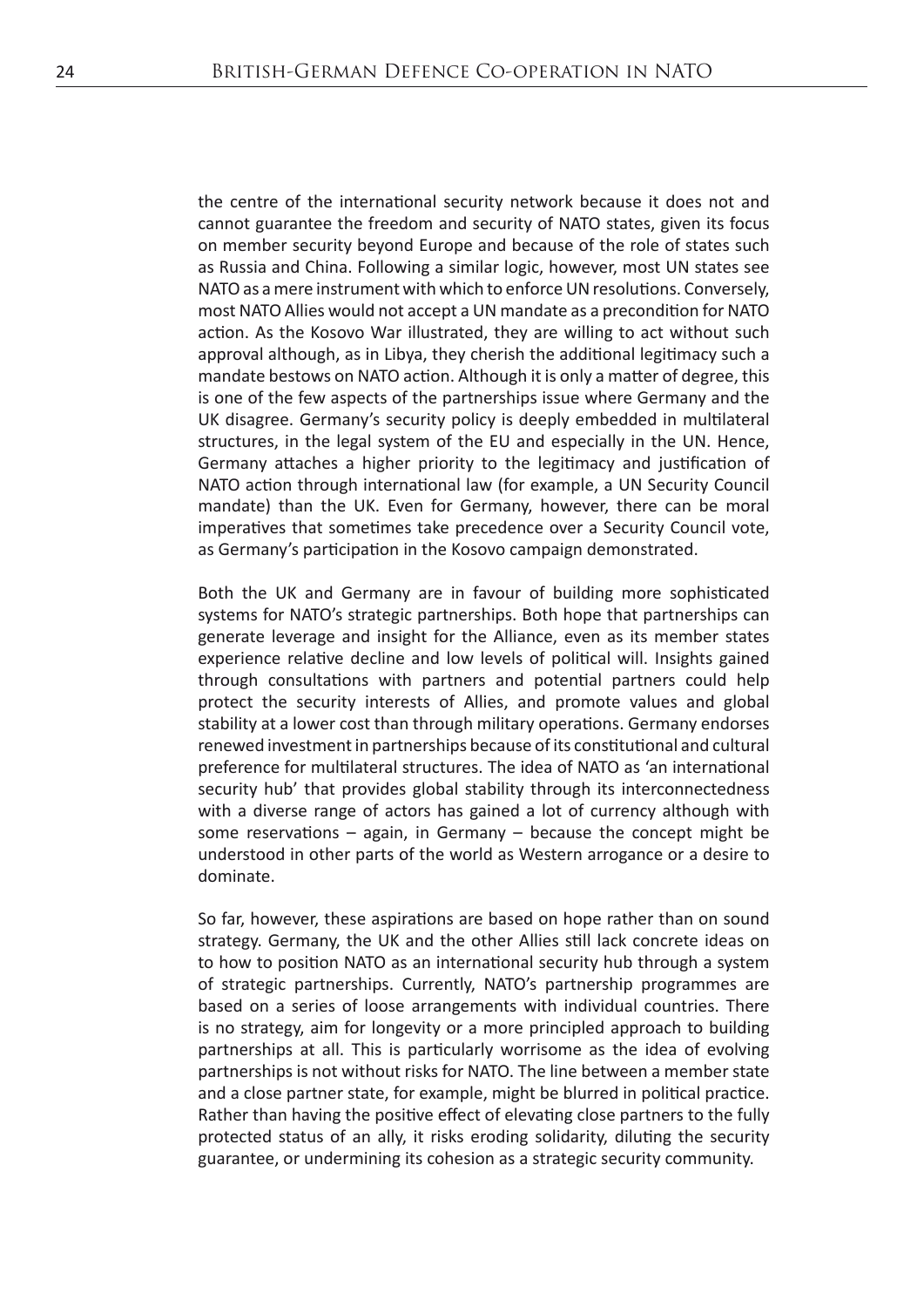the centre of the international security network because it does not and cannot guarantee the freedom and security of NATO states, given its focus on member security beyond Europe and because of the role of states such as Russia and China. Following a similar logic, however, most UN states see NATO as a mere instrument with which to enforce UN resolutions. Conversely, most NATO Allies would not accept a UN mandate as a precondition for NATO action. As the Kosovo War illustrated, they are willing to act without such approval although, as in Libya, they cherish the additional legitimacy such a mandate bestows on NATO action. Although it is only a matter of degree, this is one of the few aspects of the partnerships issue where Germany and the UK disagree. Germany's security policy is deeply embedded in multilateral structures, in the legal system of the EU and especially in the UN. Hence, Germany attaches a higher priority to the legitimacy and justification of NATO action through international law (for example, a UN Security Council mandate) than the UK. Even for Germany, however, there can be moral imperatives that sometimes take precedence over a Security Council vote, as Germany's participation in the Kosovo campaign demonstrated.

Both the UK and Germany are in favour of building more sophisticated systems for NATO's strategic partnerships. Both hope that partnerships can generate leverage and insight for the Alliance, even as its member states experience relative decline and low levels of political will. Insights gained through consultations with partners and potential partners could help protect the security interests of Allies, and promote values and global stability at a lower cost than through military operations. Germany endorses renewed investment in partnerships because of its constitutional and cultural preference for multilateral structures. The idea of NATO as 'an international security hub' that provides global stability through its interconnectedness with a diverse range of actors has gained a lot of currency although with some reservations – again, in Germany – because the concept might be understood in other parts of the world as Western arrogance or a desire to dominate.

So far, however, these aspirations are based on hope rather than on sound strategy. Germany, the UK and the other Allies still lack concrete ideas on to how to position NATO as an international security hub through a system of strategic partnerships. Currently, NATO's partnership programmes are based on a series of loose arrangements with individual countries. There is no strategy, aim for longevity or a more principled approach to building partnerships at all. This is particularly worrisome as the idea of evolving partnerships is not without risks for NATO. The line between a member state and a close partner state, for example, might be blurred in political practice. Rather than having the positive effect of elevating close partners to the fully protected status of an ally, it risks eroding solidarity, diluting the security guarantee, or undermining its cohesion as a strategic security community.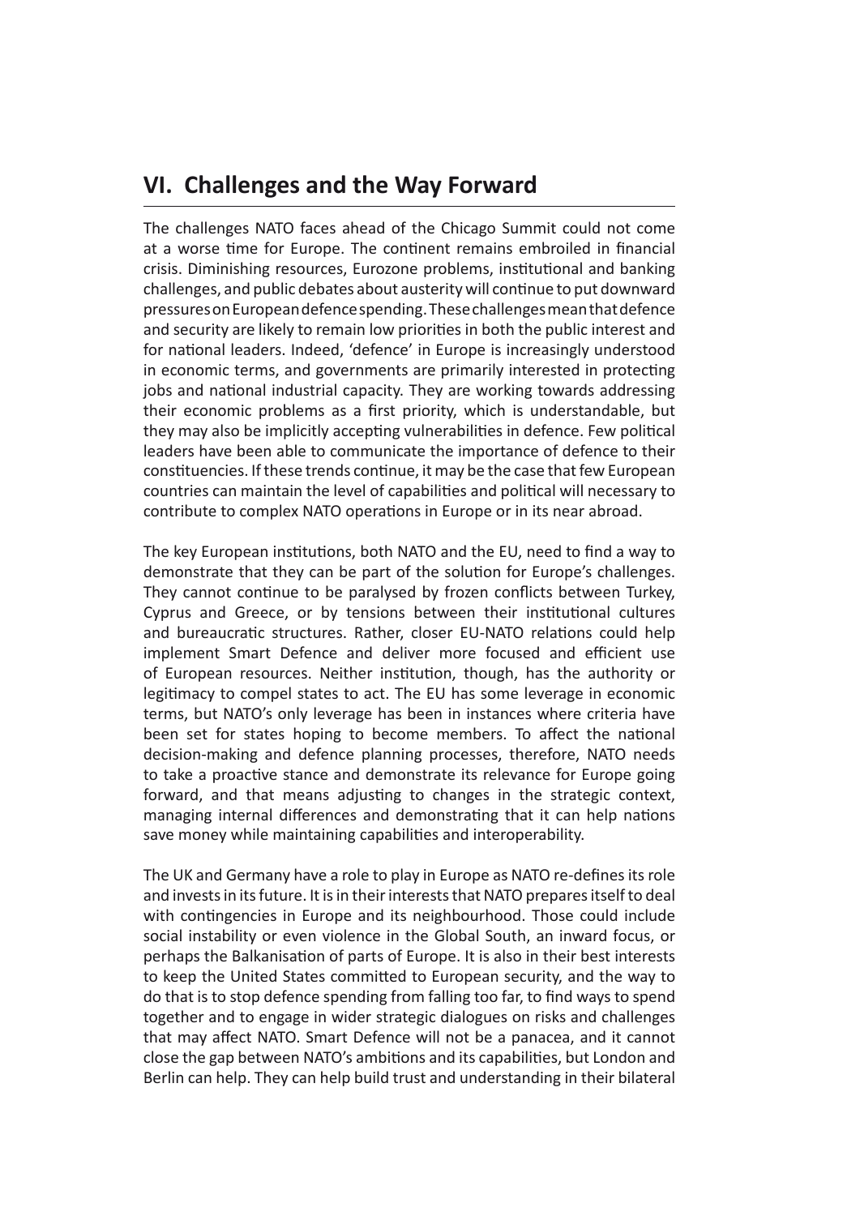## VI. Challenges and the Way Forward

The challenges NATO faces ahead of the Chicago Summit could not come at a worse time for Europe. The continent remains embroiled in financial crisis. Diminishing resources, Eurozone problems, institutional and banking challenges, and public debates about austerity will continue to put downward pressures on European defence spending. These challenges mean that defence and security are likely to remain low priorities in both the public interest and for national leaders. Indeed, 'defence' in Europe is increasingly understood in economic terms, and governments are primarily interested in protecting jobs and national industrial capacity. They are working towards addressing their economic problems as a first priority, which is understandable, but they may also be implicitly accepting vulnerabilities in defence. Few political leaders have been able to communicate the importance of defence to their constituencies. If these trends continue, it may be the case that few European countries can maintain the level of capabilities and political will necessary to contribute to complex NATO operations in Europe or in its near abroad.

The key European institutions, both NATO and the EU, need to find a way to demonstrate that they can be part of the solution for Europe's challenges. They cannot continue to be paralysed by frozen conflicts between Turkey, Cyprus and Greece, or by tensions between their institutional cultures and bureaucratic structures. Rather, closer EU-NATO relations could help implement Smart Defence and deliver more focused and efficient use of European resources. Neither institution, though, has the authority or legitimacy to compel states to act. The EU has some leverage in economic terms, but NATO's only leverage has been in instances where criteria have been set for states hoping to become members. To affect the national decision-making and defence planning processes, therefore, NATO needs to take a proactive stance and demonstrate its relevance for Europe going forward, and that means adjusting to changes in the strategic context, managing internal differences and demonstrating that it can help nations save money while maintaining capabilities and interoperability.

The UK and Germany have a role to play in Europe as NATO re-defines its role and invests in its future. It is in their interests that NATO prepares itself to deal with contingencies in Europe and its neighbourhood. Those could include social instability or even violence in the Global South, an inward focus, or perhaps the Balkanisation of parts of Europe. It is also in their best interests to keep the United States committed to European security, and the way to do that is to stop defence spending from falling too far, to find ways to spend together and to engage in wider strategic dialogues on risks and challenges that may affect NATO. Smart Defence will not be a panacea, and it cannot close the gap between NATO's ambitions and its capabilities, but London and Berlin can help. They can help build trust and understanding in their bilateral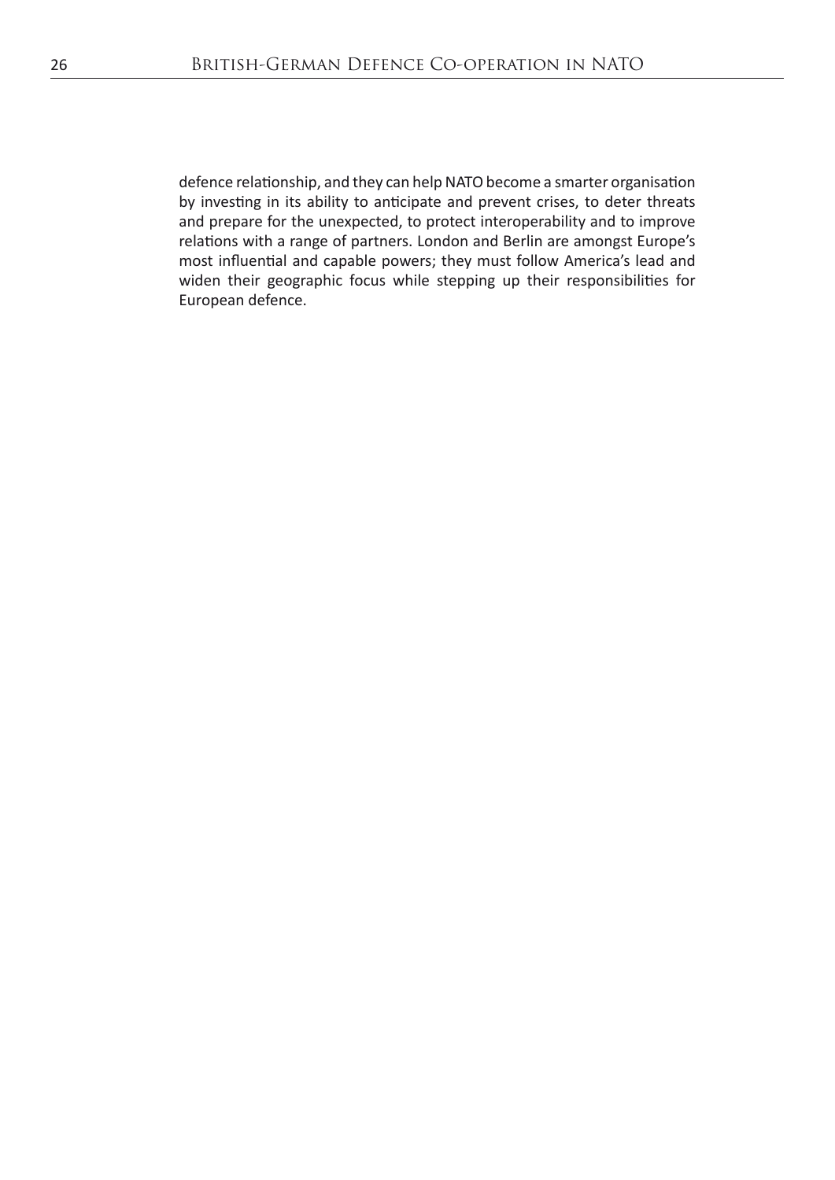defence relationship, and they can help NATO become a smarter organisation by investing in its ability to anticipate and prevent crises, to deter threats and prepare for the unexpected, to protect interoperability and to improve relations with a range of partners. London and Berlin are amongst Europe's most influential and capable powers; they must follow America's lead and widen their geographic focus while stepping up their responsibilities for European defence.